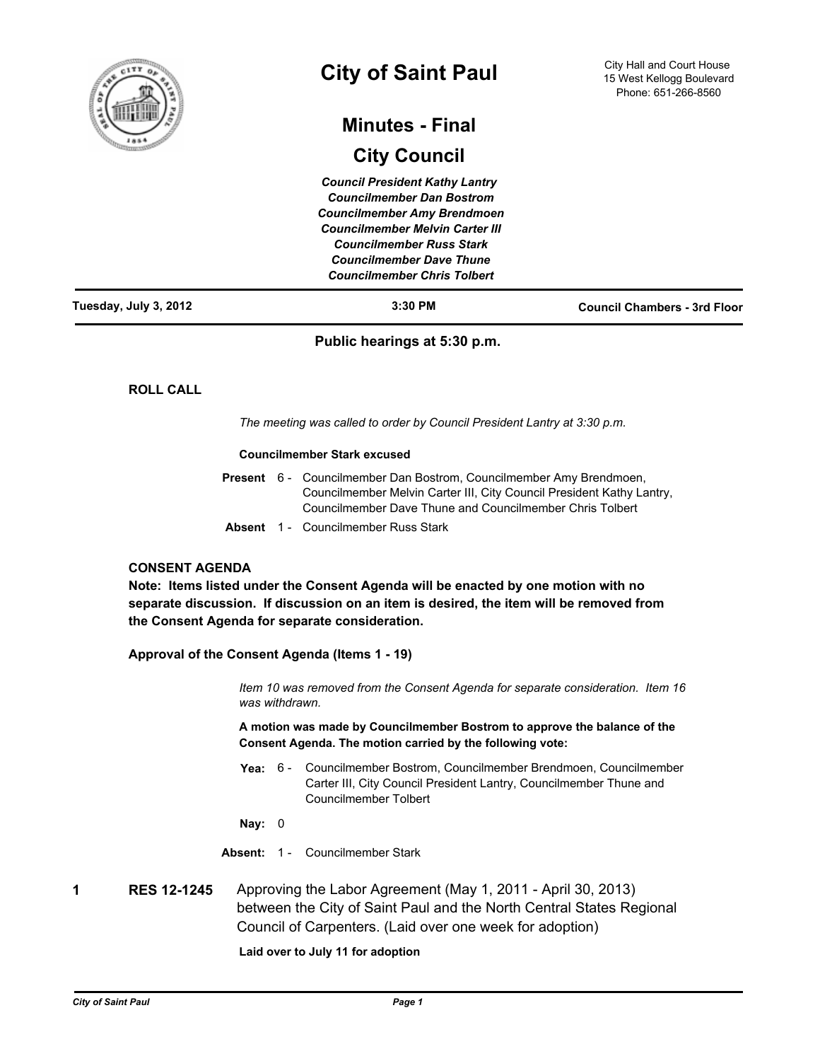# City of Saint Paul

City Hall and Court House
15 West Kellogg Boulevard
Phone: 651-266-8560

## Minutes - Final

## City Council

*Council President Kathy Lantry*
*Councilmember Dan Bostrom*
*Councilmember Amy Brendmoen*
*Councilmember Melvin Carter III*
*Councilmember Russ Stark*
*Councilmember Dave Thune*
*Councilmember Chris Tolbert*

**Tuesday, July 3, 2012** | **3:30 PM** | **Council Chambers - 3rd Floor**

**Public hearings at 5:30 p.m.**

### ROLL CALL

*The meeting was called to order by Council President Lantry at 3:30 p.m.*

**Councilmember Stark excused**

**Present** 6 - Councilmember Dan Bostrom, Councilmember Amy Brendmoen, Councilmember Melvin Carter III, City Council President Kathy Lantry, Councilmember Dave Thune and Councilmember Chris Tolbert

**Absent** 1 - Councilmember Russ Stark

### CONSENT AGENDA

**Note: Items listed under the Consent Agenda will be enacted by one motion with no separate discussion. If discussion on an item is desired, the item will be removed from the Consent Agenda for separate consideration.**

**Approval of the Consent Agenda (Items 1 - 19)**

*Item 10 was removed from the Consent Agenda for separate consideration. Item 16 was withdrawn.*

**A motion was made by Councilmember Bostrom to approve the balance of the Consent Agenda. The motion carried by the following vote:**

**Yea:** 6 - Councilmember Bostrom, Councilmember Brendmoen, Councilmember Carter III, City Council President Lantry, Councilmember Thune and Councilmember Tolbert

**Nay:** 0

**Absent:** 1 - Councilmember Stark

**1** **RES 12-1245** Approving the Labor Agreement (May 1, 2011 - April 30, 2013) between the City of Saint Paul and the North Central States Regional Council of Carpenters. (Laid over one week for adoption)

**Laid over to July 11 for adoption**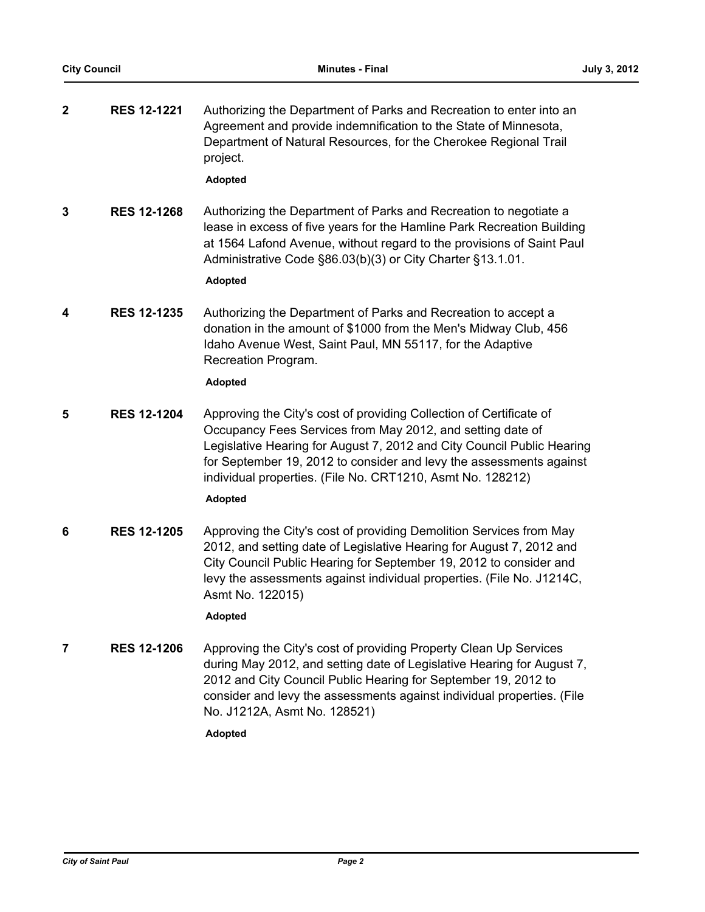**2** **RES 12-1221** Authorizing the Department of Parks and Recreation to enter into an Agreement and provide indemnification to the State of Minnesota, Department of Natural Resources, for the Cherokee Regional Trail project.

**Adopted**

**3** **RES 12-1268** Authorizing the Department of Parks and Recreation to negotiate a lease in excess of five years for the Hamline Park Recreation Building at 1564 Lafond Avenue, without regard to the provisions of Saint Paul Administrative Code §86.03(b)(3) or City Charter §13.1.01.

**Adopted**

**4** **RES 12-1235** Authorizing the Department of Parks and Recreation to accept a donation in the amount of $1000 from the Men's Midway Club, 456 Idaho Avenue West, Saint Paul, MN 55117, for the Adaptive Recreation Program.

**Adopted**

**5** **RES 12-1204** Approving the City's cost of providing Collection of Certificate of Occupancy Fees Services from May 2012, and setting date of Legislative Hearing for August 7, 2012 and City Council Public Hearing for September 19, 2012 to consider and levy the assessments against individual properties. (File No. CRT1210, Asmt No. 128212)

**Adopted**

**6** **RES 12-1205** Approving the City's cost of providing Demolition Services from May 2012, and setting date of Legislative Hearing for August 7, 2012 and City Council Public Hearing for September 19, 2012 to consider and levy the assessments against individual properties. (File No. J1214C, Asmt No. 122015)

**Adopted**

**7** **RES 12-1206** Approving the City's cost of providing Property Clean Up Services during May 2012, and setting date of Legislative Hearing for August 7, 2012 and City Council Public Hearing for September 19, 2012 to consider and levy the assessments against individual properties. (File No. J1212A, Asmt No. 128521)

**Adopted**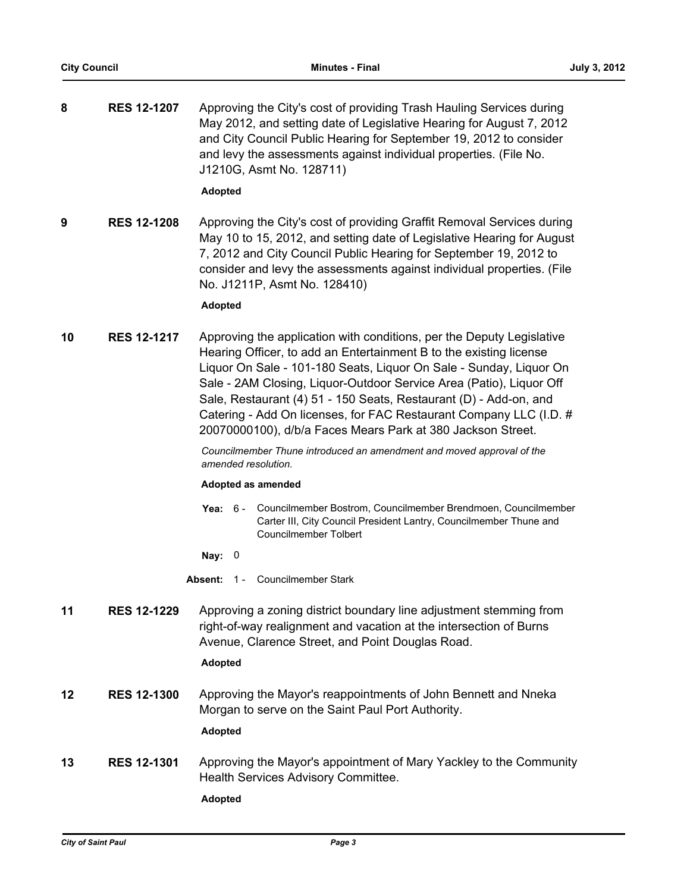**8** **RES 12-1207** Approving the City's cost of providing Trash Hauling Services during May 2012, and setting date of Legislative Hearing for August 7, 2012 and City Council Public Hearing for September 19, 2012 to consider and levy the assessments against individual properties. (File No. J1210G, Asmt No. 128711)

**Adopted**

**9** **RES 12-1208** Approving the City's cost of providing Graffit Removal Services during May 10 to 15, 2012, and setting date of Legislative Hearing for August 7, 2012 and City Council Public Hearing for September 19, 2012 to consider and levy the assessments against individual properties. (File No. J1211P, Asmt No. 128410)

**Adopted**

**10** **RES 12-1217** Approving the application with conditions, per the Deputy Legislative Hearing Officer, to add an Entertainment B to the existing license Liquor On Sale - 101-180 Seats, Liquor On Sale - Sunday, Liquor On Sale - 2AM Closing, Liquor-Outdoor Service Area (Patio), Liquor Off Sale, Restaurant (4) 51 - 150 Seats, Restaurant (D) - Add-on, and Catering - Add On licenses, for FAC Restaurant Company LLC (I.D. # 20070000100), d/b/a Faces Mears Park at 380 Jackson Street.

*Councilmember Thune introduced an amendment and moved approval of the amended resolution.*

**Adopted as amended**

**Yea:** 6 - Councilmember Bostrom, Councilmember Brendmoen, Councilmember Carter III, City Council President Lantry, Councilmember Thune and Councilmember Tolbert

**Nay:** 0

**Absent:** 1 - Councilmember Stark

**11** **RES 12-1229** Approving a zoning district boundary line adjustment stemming from right-of-way realignment and vacation at the intersection of Burns Avenue, Clarence Street, and Point Douglas Road.

**Adopted**

**12** **RES 12-1300** Approving the Mayor's reappointments of John Bennett and Nneka Morgan to serve on the Saint Paul Port Authority.

**Adopted**

**13** **RES 12-1301** Approving the Mayor's appointment of Mary Yackley to the Community Health Services Advisory Committee.

**Adopted**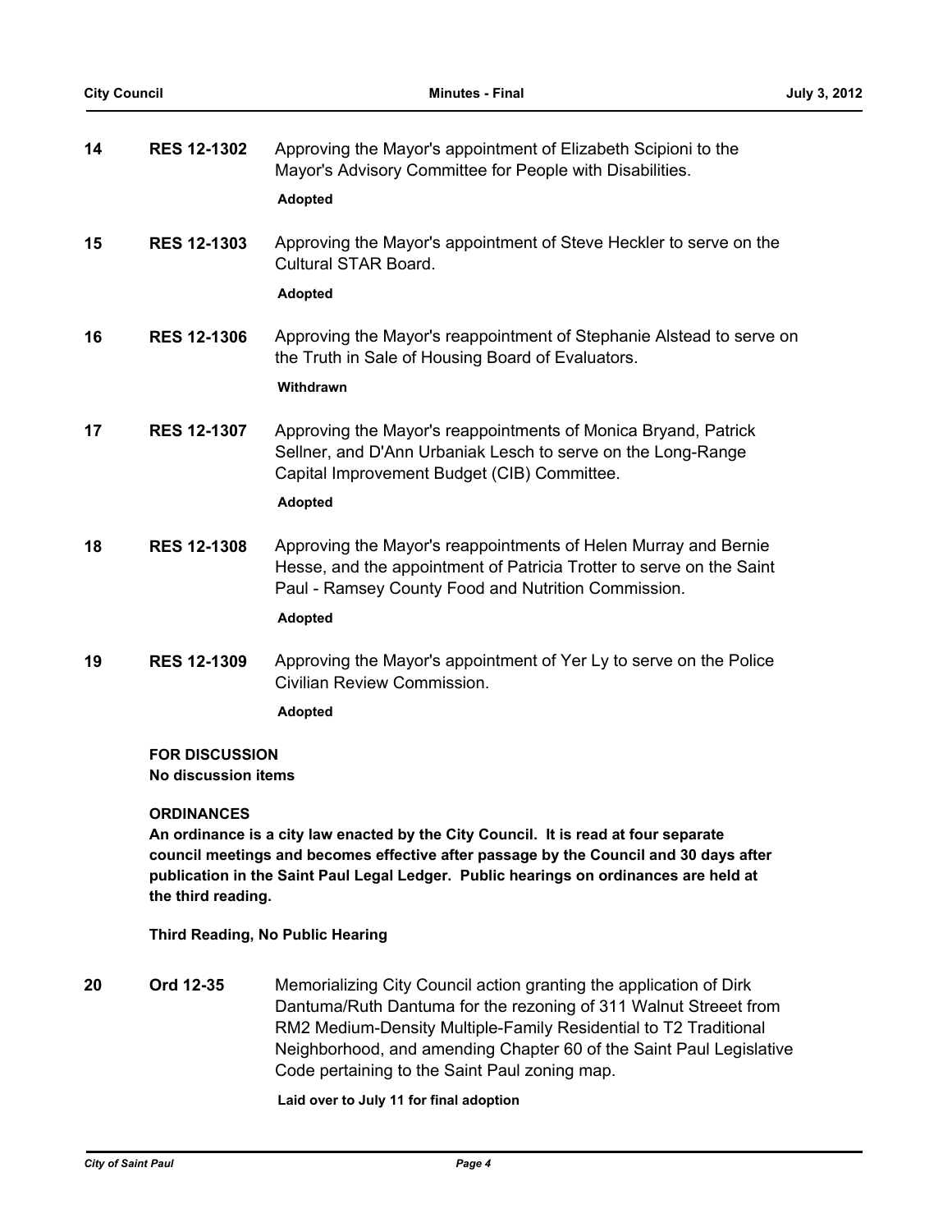**14** **RES 12-1302** Approving the Mayor's appointment of Elizabeth Scipioni to the Mayor's Advisory Committee for People with Disabilities.

**Adopted**

**15** **RES 12-1303** Approving the Mayor's appointment of Steve Heckler to serve on the Cultural STAR Board.

**Adopted**

**16** **RES 12-1306** Approving the Mayor's reappointment of Stephanie Alstead to serve on the Truth in Sale of Housing Board of Evaluators.

**Withdrawn**

**17** **RES 12-1307** Approving the Mayor's reappointments of Monica Bryand, Patrick Sellner, and D'Ann Urbaniak Lesch to serve on the Long-Range Capital Improvement Budget (CIB) Committee.

**Adopted**

**18** **RES 12-1308** Approving the Mayor's reappointments of Helen Murray and Bernie Hesse, and the appointment of Patricia Trotter to serve on the Saint Paul - Ramsey County Food and Nutrition Commission.

**Adopted**

**19** **RES 12-1309** Approving the Mayor's appointment of Yer Ly to serve on the Police Civilian Review Commission.

**Adopted**

**FOR DISCUSSION**
**No discussion items**

**ORDINANCES**

**An ordinance is a city law enacted by the City Council. It is read at four separate council meetings and becomes effective after passage by the Council and 30 days after publication in the Saint Paul Legal Ledger. Public hearings on ordinances are held at the third reading.**

**Third Reading, No Public Hearing**

**20** **Ord 12-35** Memorializing City Council action granting the application of Dirk Dantuma/Ruth Dantuma for the rezoning of 311 Walnut Streeet from RM2 Medium-Density Multiple-Family Residential to T2 Traditional Neighborhood, and amending Chapter 60 of the Saint Paul Legislative Code pertaining to the Saint Paul zoning map.

**Laid over to July 11 for final adoption**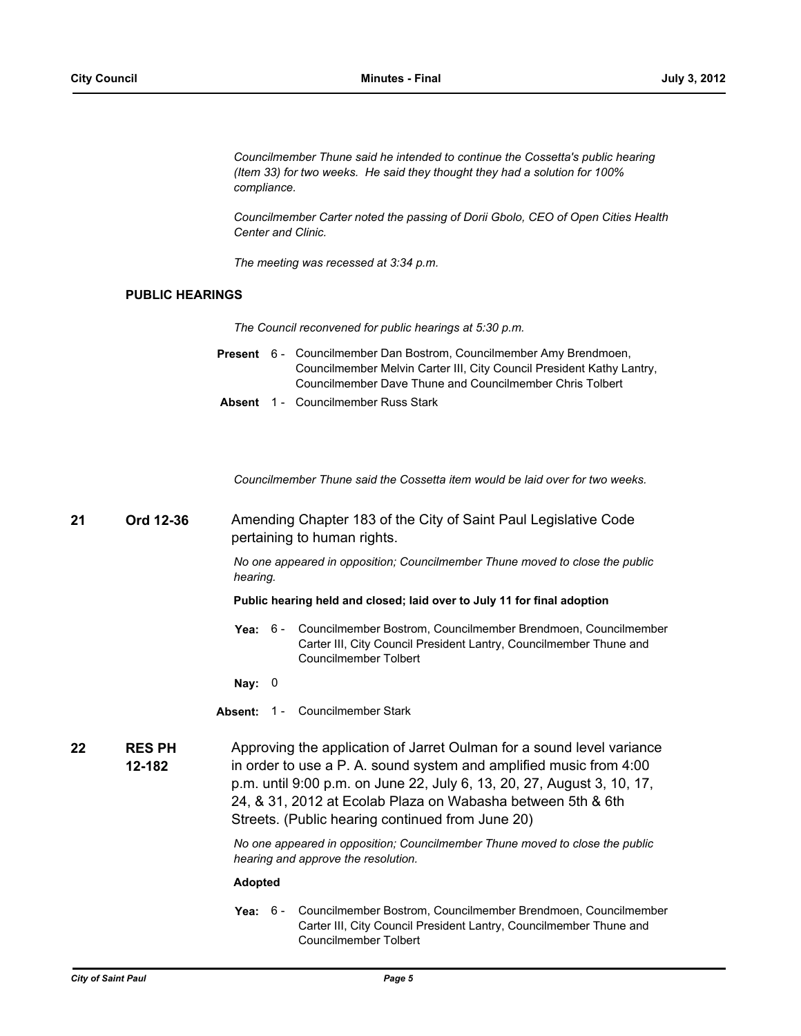*Councilmember Thune said he intended to continue the Cossetta's public hearing (Item 33) for two weeks. He said they thought they had a solution for 100% compliance.*

*Councilmember Carter noted the passing of Dorii Gbolo, CEO of Open Cities Health Center and Clinic.*

*The meeting was recessed at 3:34 p.m.*

## PUBLIC HEARINGS

*The Council reconvened for public hearings at 5:30 p.m.*

**Present** 6 - Councilmember Dan Bostrom, Councilmember Amy Brendmoen, Councilmember Melvin Carter III, City Council President Kathy Lantry, Councilmember Dave Thune and Councilmember Chris Tolbert

**Absent** 1 - Councilmember Russ Stark

*Councilmember Thune said the Cossetta item would be laid over for two weeks.*

**21** **Ord 12-36** Amending Chapter 183 of the City of Saint Paul Legislative Code pertaining to human rights.

*No one appeared in opposition; Councilmember Thune moved to close the public hearing.*

**Public hearing held and closed; laid over to July 11 for final adoption**

**Yea:** 6 - Councilmember Bostrom, Councilmember Brendmoen, Councilmember Carter III, City Council President Lantry, Councilmember Thune and Councilmember Tolbert

**Nay:** 0

**Absent:** 1 - Councilmember Stark

**22** **RES PH 12-182** Approving the application of Jarret Oulman for a sound level variance in order to use a P. A. sound system and amplified music from 4:00 p.m. until 9:00 p.m. on June 22, July 6, 13, 20, 27, August 3, 10, 17, 24, & 31, 2012 at Ecolab Plaza on Wabasha between 5th & 6th Streets. (Public hearing continued from June 20)

*No one appeared in opposition; Councilmember Thune moved to close the public hearing and approve the resolution.*

**Adopted**

**Yea:** 6 - Councilmember Bostrom, Councilmember Brendmoen, Councilmember Carter III, City Council President Lantry, Councilmember Thune and Councilmember Tolbert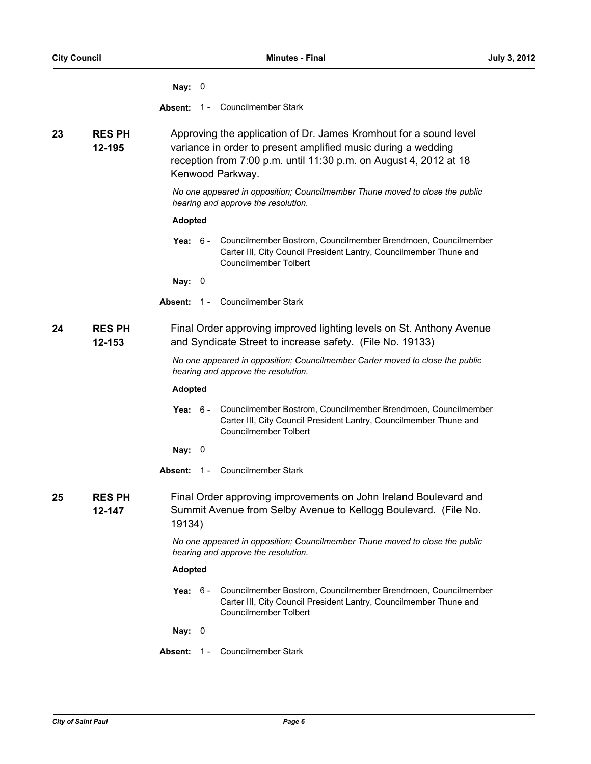**Nay:** 0

**Absent:** 1 - Councilmember Stark

**23 RES PH 12-195**

Approving the application of Dr. James Kromhout for a sound level variance in order to present amplified music during a wedding reception from 7:00 p.m. until 11:30 p.m. on August 4, 2012 at 18 Kenwood Parkway.

*No one appeared in opposition; Councilmember Thune moved to close the public hearing and approve the resolution.*

**Adopted**

**Yea:** 6 - Councilmember Bostrom, Councilmember Brendmoen, Councilmember Carter III, City Council President Lantry, Councilmember Thune and Councilmember Tolbert

**Nay:** 0

**Absent:** 1 - Councilmember Stark

**24 RES PH 12-153**

Final Order approving improved lighting levels on St. Anthony Avenue and Syndicate Street to increase safety. (File No. 19133)

*No one appeared in opposition; Councilmember Carter moved to close the public hearing and approve the resolution.*

**Adopted**

**Yea:** 6 - Councilmember Bostrom, Councilmember Brendmoen, Councilmember Carter III, City Council President Lantry, Councilmember Thune and Councilmember Tolbert

**Nay:** 0

**Absent:** 1 - Councilmember Stark

**25 RES PH 12-147**

Final Order approving improvements on John Ireland Boulevard and Summit Avenue from Selby Avenue to Kellogg Boulevard. (File No. 19134)

*No one appeared in opposition; Councilmember Thune moved to close the public hearing and approve the resolution.*

**Adopted**

**Yea:** 6 - Councilmember Bostrom, Councilmember Brendmoen, Councilmember Carter III, City Council President Lantry, Councilmember Thune and Councilmember Tolbert

**Nay:** 0

**Absent:** 1 - Councilmember Stark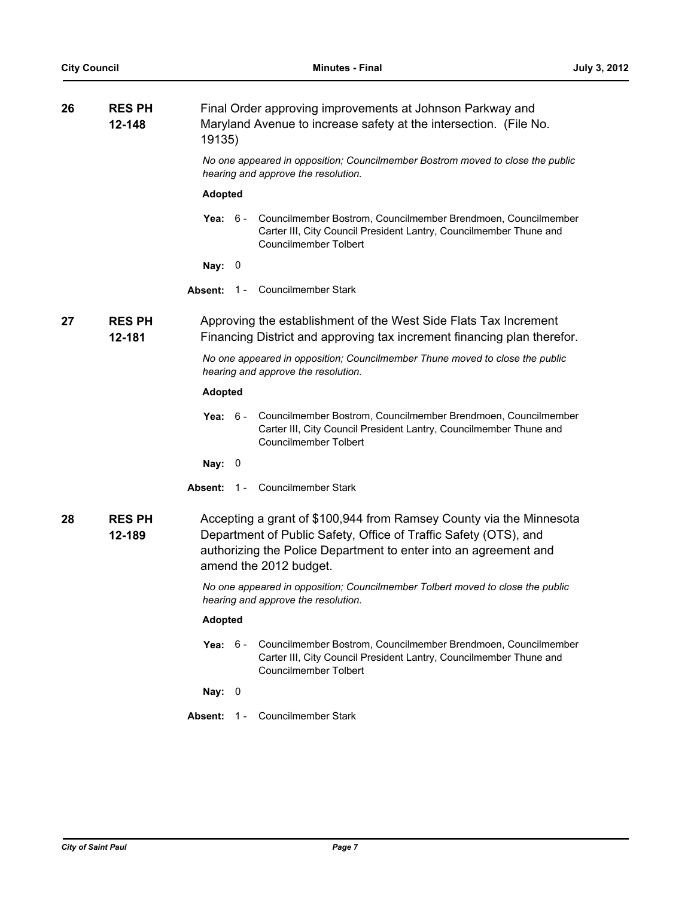**26** **RES PH 12-148** Final Order approving improvements at Johnson Parkway and Maryland Avenue to increase safety at the intersection. (File No. 19135)

*No one appeared in opposition; Councilmember Bostrom moved to close the public hearing and approve the resolution.*

**Adopted**

**Yea:** 6 - Councilmember Bostrom, Councilmember Brendmoen, Councilmember Carter III, City Council President Lantry, Councilmember Thune and Councilmember Tolbert

**Nay:** 0

**Absent:** 1 - Councilmember Stark

**27** **RES PH 12-181** Approving the establishment of the West Side Flats Tax Increment Financing District and approving tax increment financing plan therefor.

*No one appeared in opposition; Councilmember Thune moved to close the public hearing and approve the resolution.*

**Adopted**

**Yea:** 6 - Councilmember Bostrom, Councilmember Brendmoen, Councilmember Carter III, City Council President Lantry, Councilmember Thune and Councilmember Tolbert

**Nay:** 0

**Absent:** 1 - Councilmember Stark

**28** **RES PH 12-189** Accepting a grant of $100,944 from Ramsey County via the Minnesota Department of Public Safety, Office of Traffic Safety (OTS), and authorizing the Police Department to enter into an agreement and amend the 2012 budget.

*No one appeared in opposition; Councilmember Tolbert moved to close the public hearing and approve the resolution.*

**Adopted**

**Yea:** 6 - Councilmember Bostrom, Councilmember Brendmoen, Councilmember Carter III, City Council President Lantry, Councilmember Thune and Councilmember Tolbert

**Nay:** 0

**Absent:** 1 - Councilmember Stark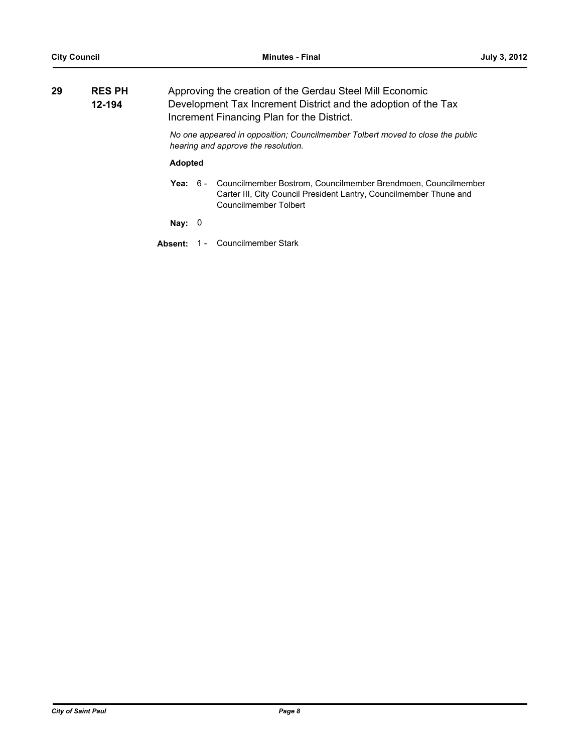**29** **RES PH 12-194** Approving the creation of the Gerdau Steel Mill Economic Development Tax Increment District and the adoption of the Tax Increment Financing Plan for the District.

*No one appeared in opposition; Councilmember Tolbert moved to close the public hearing and approve the resolution.*

**Adopted**

**Yea:** 6 - Councilmember Bostrom, Councilmember Brendmoen, Councilmember Carter III, City Council President Lantry, Councilmember Thune and Councilmember Tolbert

**Nay:** 0

**Absent:** 1 - Councilmember Stark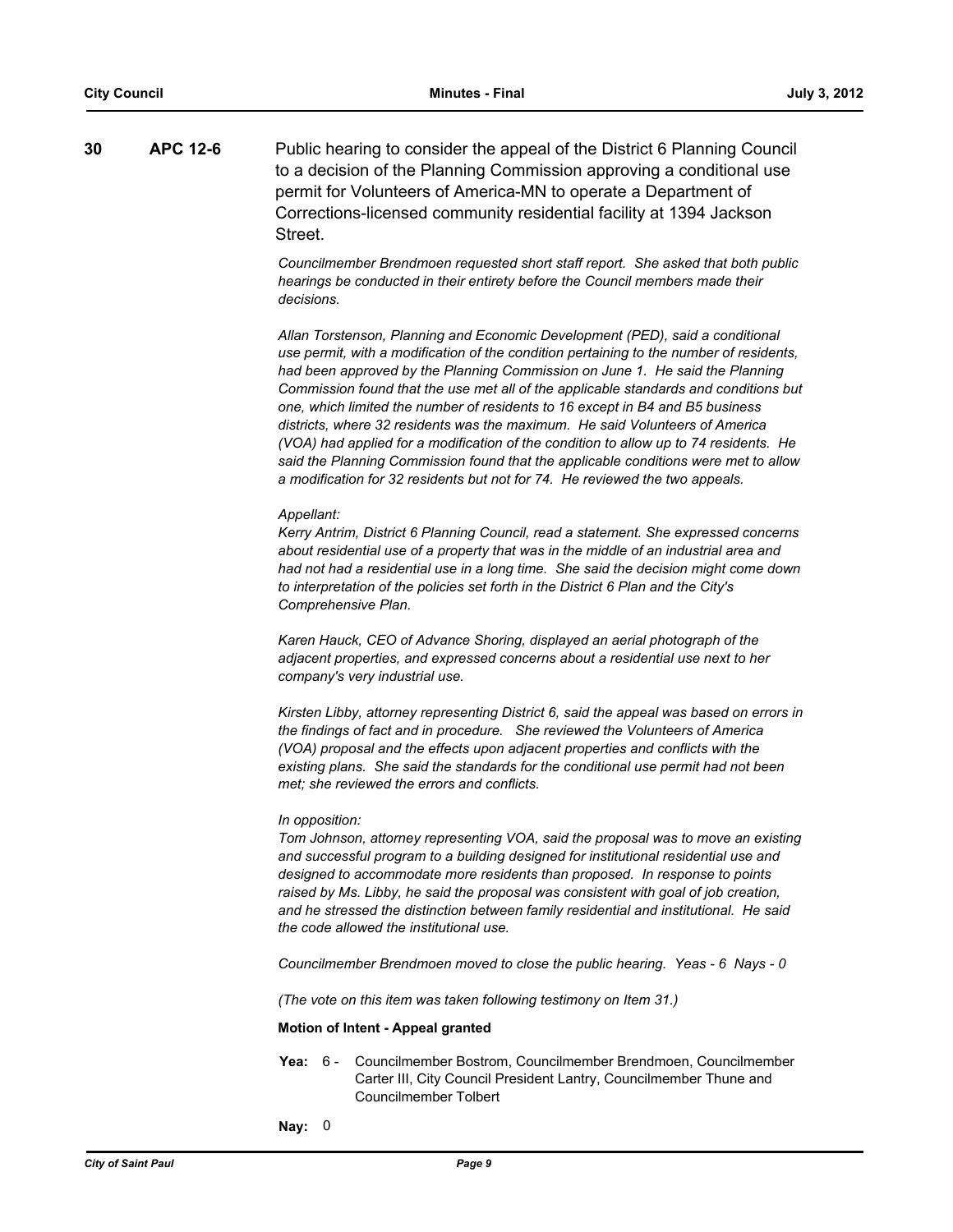**30 APC 12-6** Public hearing to consider the appeal of the District 6 Planning Council to a decision of the Planning Commission approving a conditional use permit for Volunteers of America-MN to operate a Department of Corrections-licensed community residential facility at 1394 Jackson Street.

*Councilmember Brendmoen requested short staff report. She asked that both public hearings be conducted in their entirety before the Council members made their decisions.*

*Allan Torstenson, Planning and Economic Development (PED), said a conditional use permit, with a modification of the condition pertaining to the number of residents, had been approved by the Planning Commission on June 1. He said the Planning Commission found that the use met all of the applicable standards and conditions but one, which limited the number of residents to 16 except in B4 and B5 business districts, where 32 residents was the maximum. He said Volunteers of America (VOA) had applied for a modification of the condition to allow up to 74 residents. He said the Planning Commission found that the applicable conditions were met to allow a modification for 32 residents but not for 74. He reviewed the two appeals.*

*Appellant:*
*Kerry Antrim, District 6 Planning Council, read a statement. She expressed concerns about residential use of a property that was in the middle of an industrial area and had not had a residential use in a long time. She said the decision might come down to interpretation of the policies set forth in the District 6 Plan and the City's Comprehensive Plan.*

*Karen Hauck, CEO of Advance Shoring, displayed an aerial photograph of the adjacent properties, and expressed concerns about a residential use next to her company's very industrial use.*

*Kirsten Libby, attorney representing District 6, said the appeal was based on errors in the findings of fact and in procedure. She reviewed the Volunteers of America (VOA) proposal and the effects upon adjacent properties and conflicts with the existing plans. She said the standards for the conditional use permit had not been met; she reviewed the errors and conflicts.*

*In opposition:*
*Tom Johnson, attorney representing VOA, said the proposal was to move an existing and successful program to a building designed for institutional residential use and designed to accommodate more residents than proposed. In response to points raised by Ms. Libby, he said the proposal was consistent with goal of job creation, and he stressed the distinction between family residential and institutional. He said the code allowed the institutional use.*

*Councilmember Brendmoen moved to close the public hearing. Yeas - 6 Nays - 0*

*(The vote on this item was taken following testimony on Item 31.)*

**Motion of Intent - Appeal granted**

**Yea:** 6 - Councilmember Bostrom, Councilmember Brendmoen, Councilmember Carter III, City Council President Lantry, Councilmember Thune and Councilmember Tolbert

**Nay:** 0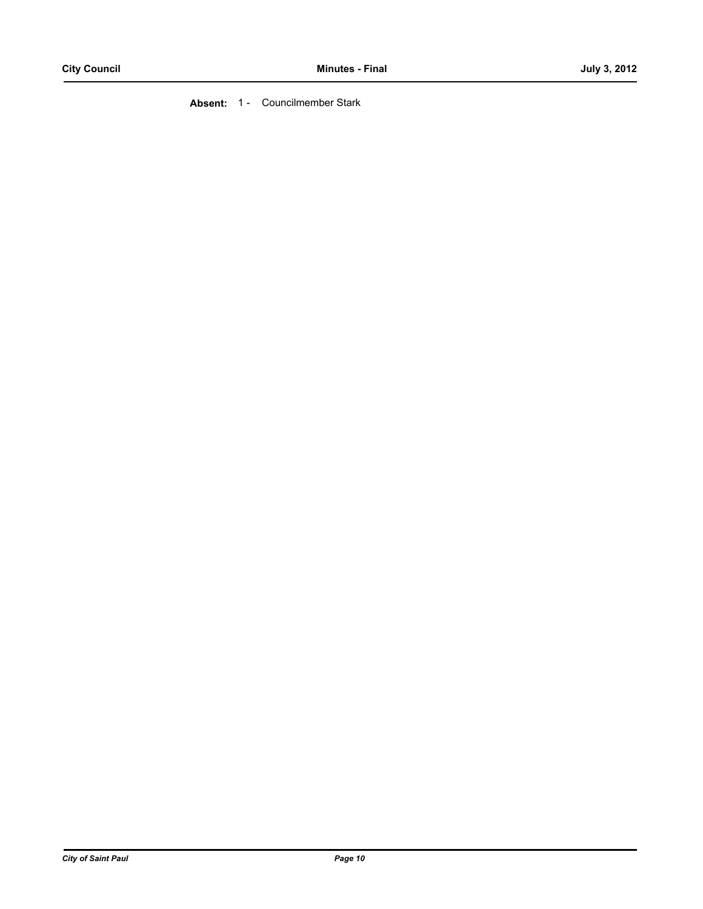**Absent:** 1 - Councilmember Stark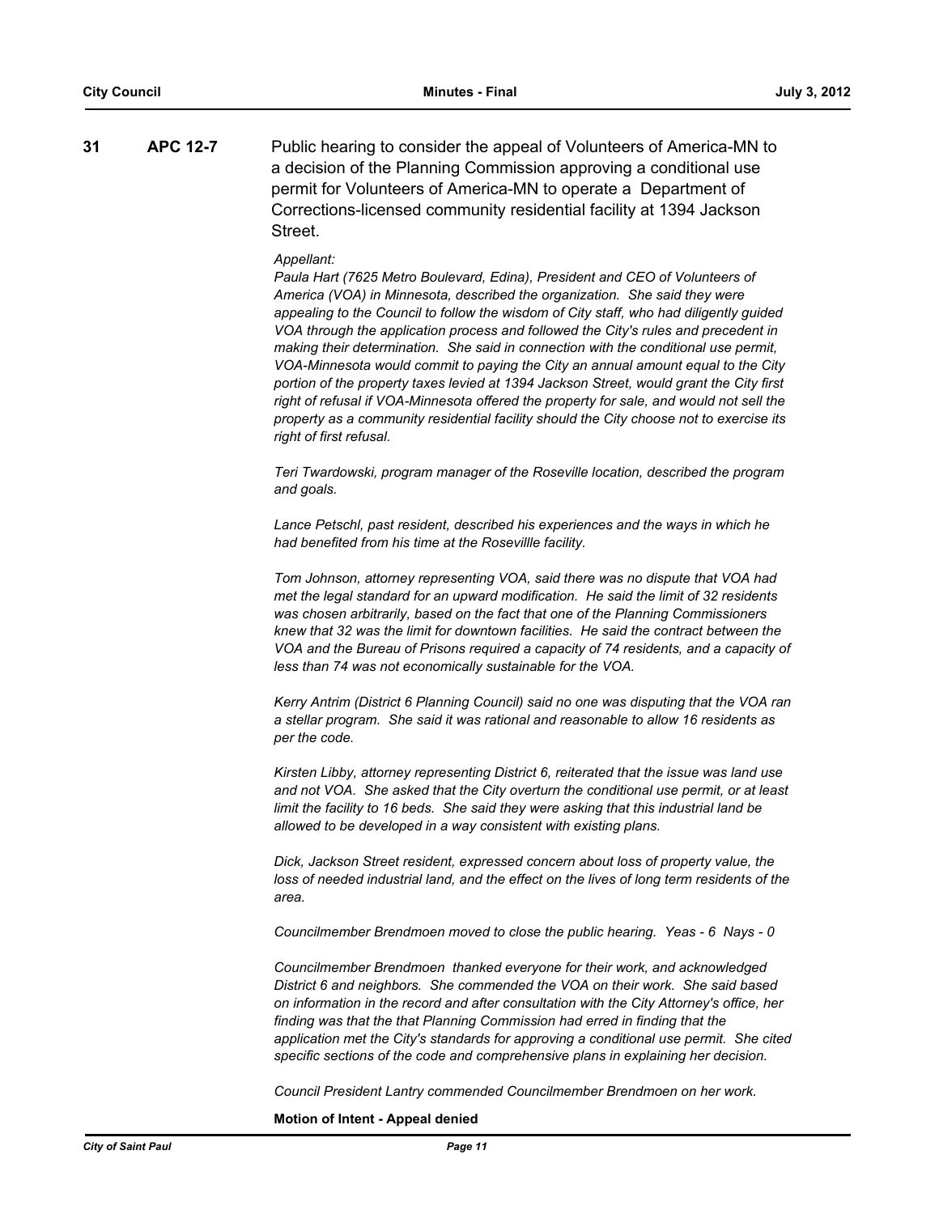**31** **APC 12-7** Public hearing to consider the appeal of Volunteers of America-MN to a decision of the Planning Commission approving a conditional use permit for Volunteers of America-MN to operate a Department of Corrections-licensed community residential facility at 1394 Jackson Street.

*Appellant:*
*Paula Hart (7625 Metro Boulevard, Edina), President and CEO of Volunteers of America (VOA) in Minnesota, described the organization. She said they were appealing to the Council to follow the wisdom of City staff, who had diligently guided VOA through the application process and followed the City's rules and precedent in making their determination. She said in connection with the conditional use permit, VOA-Minnesota would commit to paying the City an annual amount equal to the City portion of the property taxes levied at 1394 Jackson Street, would grant the City first right of refusal if VOA-Minnesota offered the property for sale, and would not sell the property as a community residential facility should the City choose not to exercise its right of first refusal.*

*Teri Twardowski, program manager of the Roseville location, described the program and goals.*

*Lance Petschl, past resident, described his experiences and the ways in which he had benefited from his time at the Rosevillle facility.*

*Tom Johnson, attorney representing VOA, said there was no dispute that VOA had met the legal standard for an upward modification. He said the limit of 32 residents was chosen arbitrarily, based on the fact that one of the Planning Commissioners knew that 32 was the limit for downtown facilities. He said the contract between the VOA and the Bureau of Prisons required a capacity of 74 residents, and a capacity of less than 74 was not economically sustainable for the VOA.*

*Kerry Antrim (District 6 Planning Council) said no one was disputing that the VOA ran a stellar program. She said it was rational and reasonable to allow 16 residents as per the code.*

*Kirsten Libby, attorney representing District 6, reiterated that the issue was land use and not VOA. She asked that the City overturn the conditional use permit, or at least limit the facility to 16 beds. She said they were asking that this industrial land be allowed to be developed in a way consistent with existing plans.*

*Dick, Jackson Street resident, expressed concern about loss of property value, the loss of needed industrial land, and the effect on the lives of long term residents of the area.*

*Councilmember Brendmoen moved to close the public hearing. Yeas - 6 Nays - 0*

*Councilmember Brendmoen thanked everyone for their work, and acknowledged District 6 and neighbors. She commended the VOA on their work. She said based on information in the record and after consultation with the City Attorney's office, her finding was that the that Planning Commission had erred in finding that the application met the City's standards for approving a conditional use permit. She cited specific sections of the code and comprehensive plans in explaining her decision.*

*Council President Lantry commended Councilmember Brendmoen on her work.*

**Motion of Intent - Appeal denied**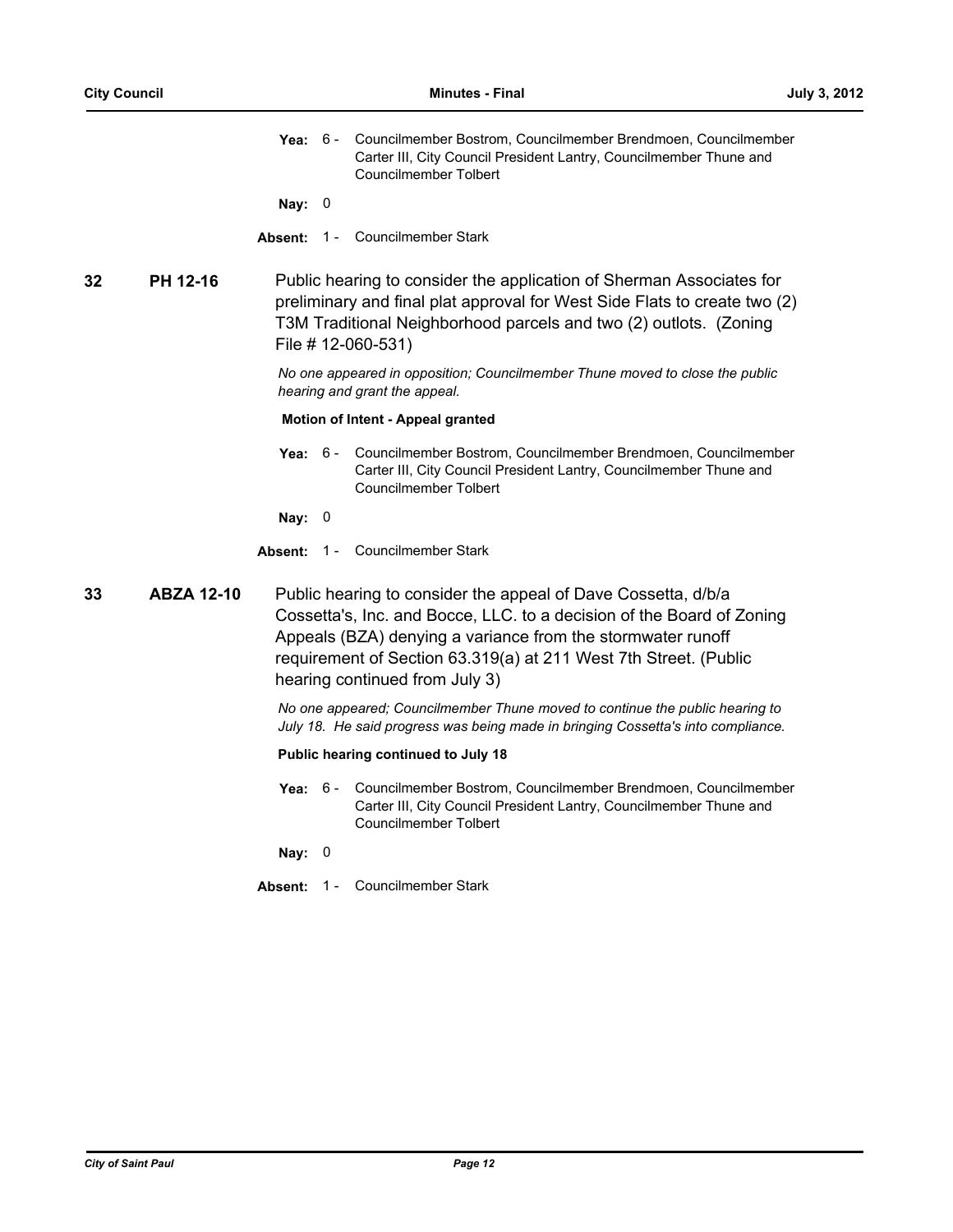**Yea:** 6 - Councilmember Bostrom, Councilmember Brendmoen, Councilmember Carter III, City Council President Lantry, Councilmember Thune and Councilmember Tolbert

**Nay:** 0

**Absent:** 1 - Councilmember Stark

**32 PH 12-16** Public hearing to consider the application of Sherman Associates for preliminary and final plat approval for West Side Flats to create two (2) T3M Traditional Neighborhood parcels and two (2) outlots. (Zoning File # 12-060-531)

*No one appeared in opposition; Councilmember Thune moved to close the public hearing and grant the appeal.*

**Motion of Intent - Appeal granted**

**Yea:** 6 - Councilmember Bostrom, Councilmember Brendmoen, Councilmember Carter III, City Council President Lantry, Councilmember Thune and Councilmember Tolbert

**Nay:** 0

**Absent:** 1 - Councilmember Stark

**33 ABZA 12-10** Public hearing to consider the appeal of Dave Cossetta, d/b/a Cossetta's, Inc. and Bocce, LLC. to a decision of the Board of Zoning Appeals (BZA) denying a variance from the stormwater runoff requirement of Section 63.319(a) at 211 West 7th Street. (Public hearing continued from July 3)

*No one appeared; Councilmember Thune moved to continue the public hearing to July 18. He said progress was being made in bringing Cossetta's into compliance.*

**Public hearing continued to July 18**

**Yea:** 6 - Councilmember Bostrom, Councilmember Brendmoen, Councilmember Carter III, City Council President Lantry, Councilmember Thune and Councilmember Tolbert

**Nay:** 0

**Absent:** 1 - Councilmember Stark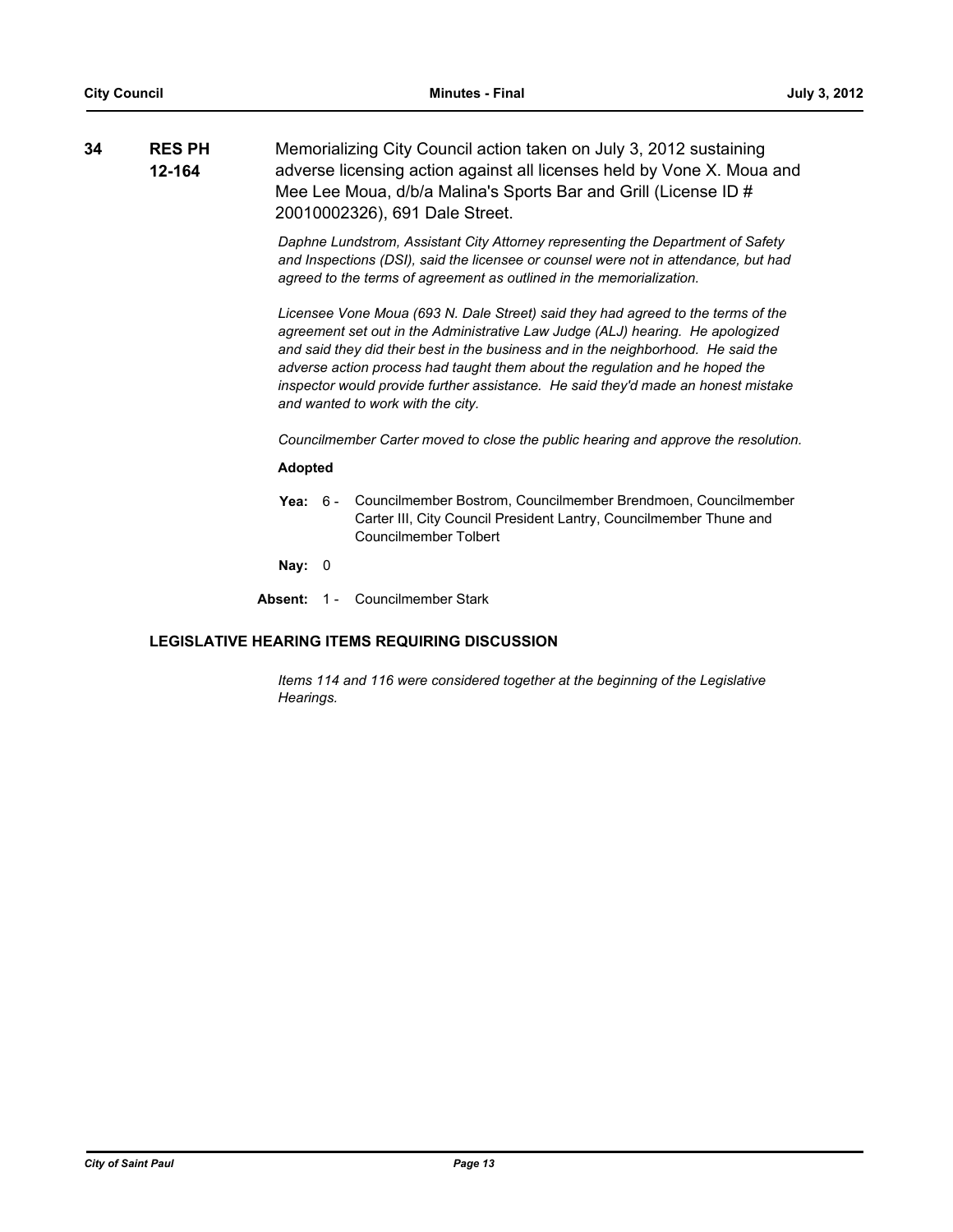**34** **RES PH 12-164** Memorializing City Council action taken on July 3, 2012 sustaining adverse licensing action against all licenses held by Vone X. Moua and Mee Lee Moua, d/b/a Malina's Sports Bar and Grill (License ID # 20010002326), 691 Dale Street.

*Daphne Lundstrom, Assistant City Attorney representing the Department of Safety and Inspections (DSI), said the licensee or counsel were not in attendance, but had agreed to the terms of agreement as outlined in the memorialization.*

*Licensee Vone Moua (693 N. Dale Street) said they had agreed to the terms of the agreement set out in the Administrative Law Judge (ALJ) hearing. He apologized and said they did their best in the business and in the neighborhood. He said the adverse action process had taught them about the regulation and he hoped the inspector would provide further assistance. He said they'd made an honest mistake and wanted to work with the city.*

*Councilmember Carter moved to close the public hearing and approve the resolution.*

**Adopted**

**Yea:** 6 - Councilmember Bostrom, Councilmember Brendmoen, Councilmember Carter III, City Council President Lantry, Councilmember Thune and Councilmember Tolbert

**Nay:** 0

**Absent:** 1 - Councilmember Stark

## LEGISLATIVE HEARING ITEMS REQUIRING DISCUSSION

*Items 114 and 116 were considered together at the beginning of the Legislative Hearings.*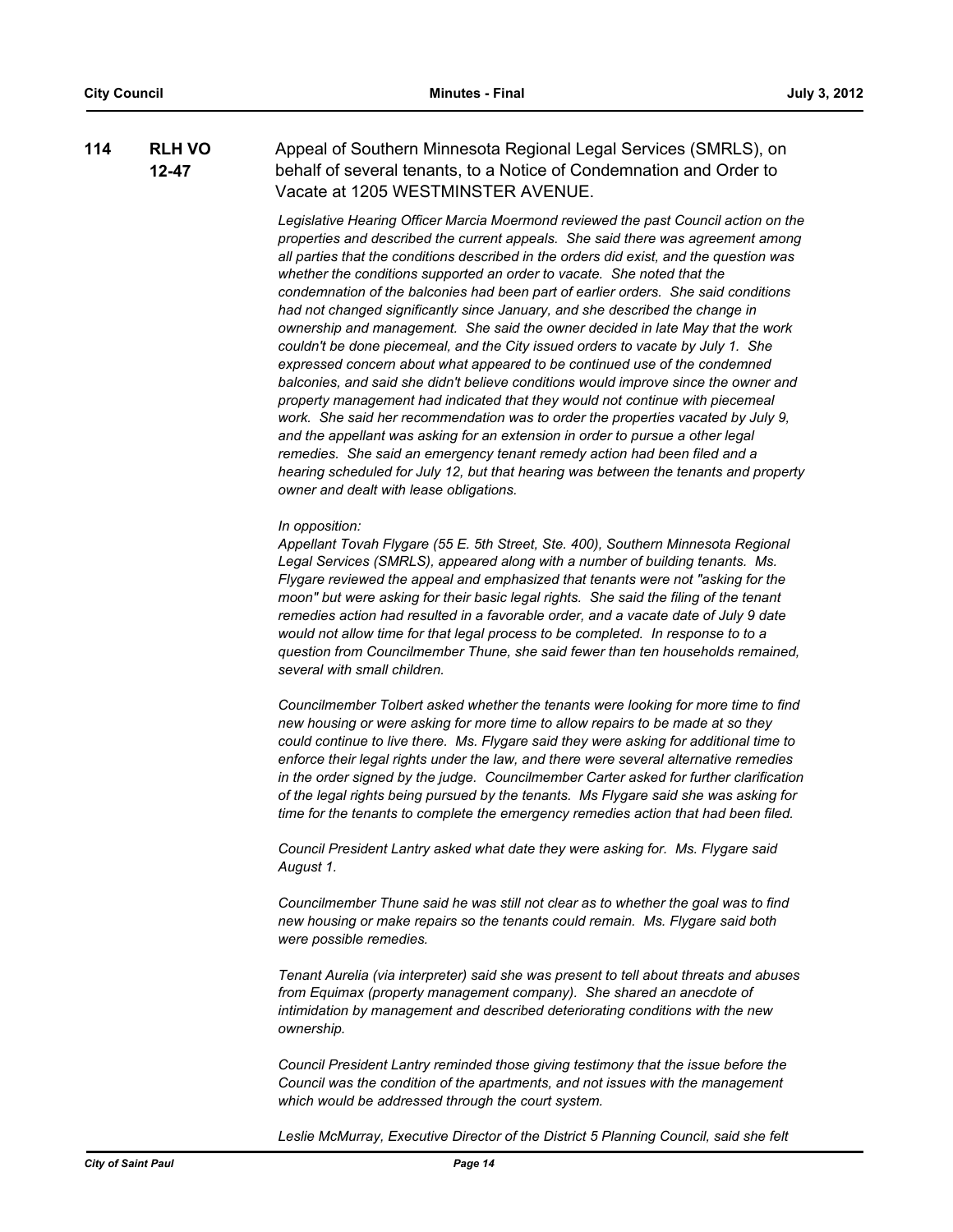**114** **RLH VO 12-47** Appeal of Southern Minnesota Regional Legal Services (SMRLS), on behalf of several tenants, to a Notice of Condemnation and Order to Vacate at 1205 WESTMINSTER AVENUE.

*Legislative Hearing Officer Marcia Moermond reviewed the past Council action on the properties and described the current appeals. She said there was agreement among all parties that the conditions described in the orders did exist, and the question was whether the conditions supported an order to vacate. She noted that the condemnation of the balconies had been part of earlier orders. She said conditions had not changed significantly since January, and she described the change in ownership and management. She said the owner decided in late May that the work couldn't be done piecemeal, and the City issued orders to vacate by July 1. She expressed concern about what appeared to be continued use of the condemned balconies, and said she didn't believe conditions would improve since the owner and property management had indicated that they would not continue with piecemeal work. She said her recommendation was to order the properties vacated by July 9, and the appellant was asking for an extension in order to pursue a other legal remedies. She said an emergency tenant remedy action had been filed and a hearing scheduled for July 12, but that hearing was between the tenants and property owner and dealt with lease obligations.*

*In opposition:*
*Appellant Tovah Flygare (55 E. 5th Street, Ste. 400), Southern Minnesota Regional Legal Services (SMRLS), appeared along with a number of building tenants. Ms. Flygare reviewed the appeal and emphasized that tenants were not "asking for the moon" but were asking for their basic legal rights. She said the filing of the tenant remedies action had resulted in a favorable order, and a vacate date of July 9 date would not allow time for that legal process to be completed. In response to to a question from Councilmember Thune, she said fewer than ten households remained, several with small children.*

*Councilmember Tolbert asked whether the tenants were looking for more time to find new housing or were asking for more time to allow repairs to be made at so they could continue to live there. Ms. Flygare said they were asking for additional time to enforce their legal rights under the law, and there were several alternative remedies in the order signed by the judge. Councilmember Carter asked for further clarification of the legal rights being pursued by the tenants. Ms Flygare said she was asking for time for the tenants to complete the emergency remedies action that had been filed.*

*Council President Lantry asked what date they were asking for. Ms. Flygare said August 1.*

*Councilmember Thune said he was still not clear as to whether the goal was to find new housing or make repairs so the tenants could remain. Ms. Flygare said both were possible remedies.*

*Tenant Aurelia (via interpreter) said she was present to tell about threats and abuses from Equimax (property management company). She shared an anecdote of intimidation by management and described deteriorating conditions with the new ownership.*

*Council President Lantry reminded those giving testimony that the issue before the Council was the condition of the apartments, and not issues with the management which would be addressed through the court system.*

*Leslie McMurray, Executive Director of the District 5 Planning Council, said she felt*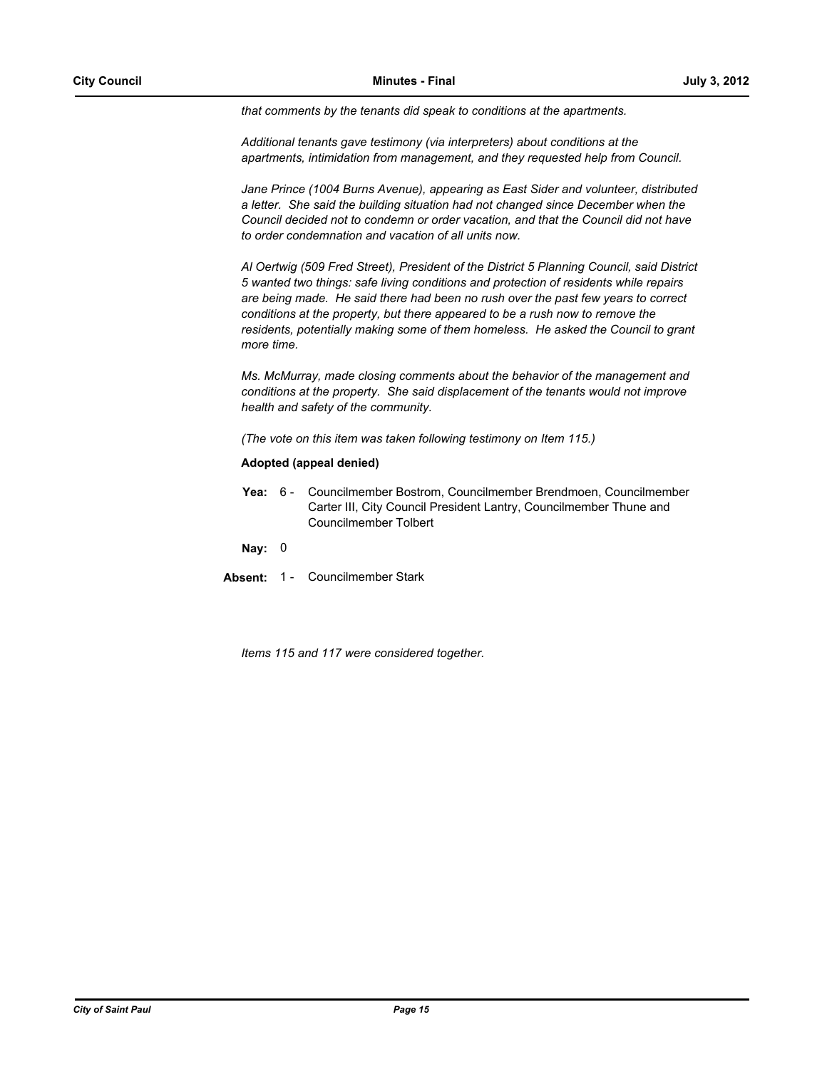*that comments by the tenants did speak to conditions at the apartments.*

*Additional tenants gave testimony (via interpreters) about conditions at the apartments, intimidation from management, and they requested help from Council.*

*Jane Prince (1004 Burns Avenue), appearing as East Sider and volunteer, distributed a letter. She said the building situation had not changed since December when the Council decided not to condemn or order vacation, and that the Council did not have to order condemnation and vacation of all units now.*

*Al Oertwig (509 Fred Street), President of the District 5 Planning Council, said District 5 wanted two things: safe living conditions and protection of residents while repairs are being made. He said there had been no rush over the past few years to correct conditions at the property, but there appeared to be a rush now to remove the residents, potentially making some of them homeless. He asked the Council to grant more time.*

*Ms. McMurray, made closing comments about the behavior of the management and conditions at the property. She said displacement of the tenants would not improve health and safety of the community.*

*(The vote on this item was taken following testimony on Item 115.)*

**Adopted (appeal denied)**

**Yea:** 6 - Councilmember Bostrom, Councilmember Brendmoen, Councilmember Carter III, City Council President Lantry, Councilmember Thune and Councilmember Tolbert

**Nay:** 0

**Absent:** 1 - Councilmember Stark

*Items 115 and 117 were considered together.*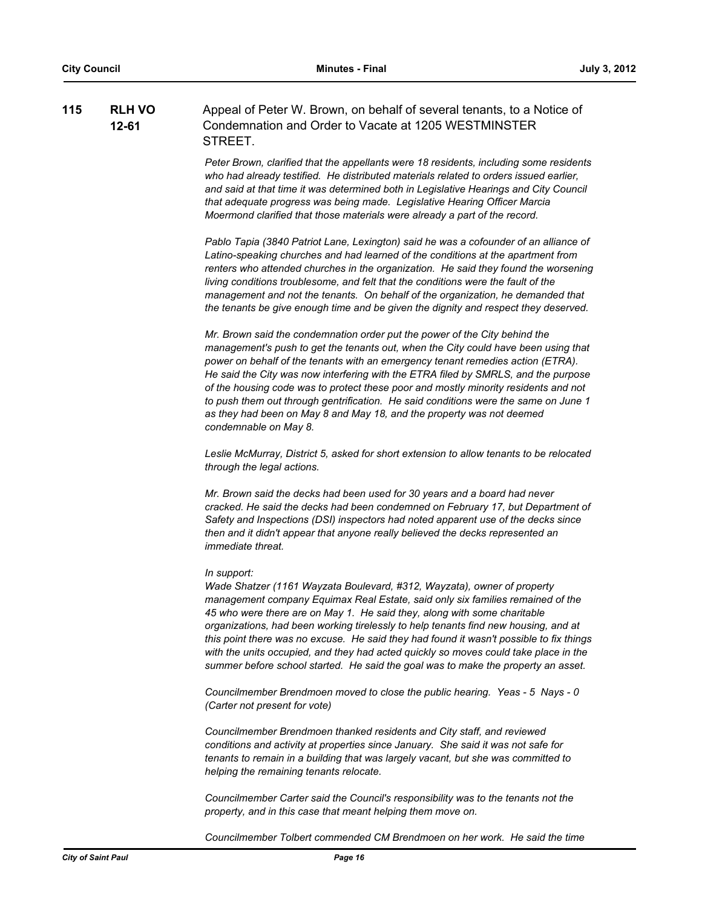**115** **RLH VO 12-61** Appeal of Peter W. Brown, on behalf of several tenants, to a Notice of Condemnation and Order to Vacate at 1205 WESTMINSTER STREET.

*Peter Brown, clarified that the appellants were 18 residents, including some residents who had already testified. He distributed materials related to orders issued earlier, and said at that time it was determined both in Legislative Hearings and City Council that adequate progress was being made. Legislative Hearing Officer Marcia Moermond clarified that those materials were already a part of the record.*

*Pablo Tapia (3840 Patriot Lane, Lexington) said he was a cofounder of an alliance of Latino-speaking churches and had learned of the conditions at the apartment from renters who attended churches in the organization. He said they found the worsening living conditions troublesome, and felt that the conditions were the fault of the management and not the tenants. On behalf of the organization, he demanded that the tenants be give enough time and be given the dignity and respect they deserved.*

*Mr. Brown said the condemnation order put the power of the City behind the management's push to get the tenants out, when the City could have been using that power on behalf of the tenants with an emergency tenant remedies action (ETRA). He said the City was now interfering with the ETRA filed by SMRLS, and the purpose of the housing code was to protect these poor and mostly minority residents and not to push them out through gentrification. He said conditions were the same on June 1 as they had been on May 8 and May 18, and the property was not deemed condemnable on May 8.*

*Leslie McMurray, District 5, asked for short extension to allow tenants to be relocated through the legal actions.*

*Mr. Brown said the decks had been used for 30 years and a board had never cracked. He said the decks had been condemned on February 17, but Department of Safety and Inspections (DSI) inspectors had noted apparent use of the decks since then and it didn't appear that anyone really believed the decks represented an immediate threat.*

*In support:*
*Wade Shatzer (1161 Wayzata Boulevard, #312, Wayzata), owner of property management company Equimax Real Estate, said only six families remained of the 45 who were there are on May 1. He said they, along with some charitable organizations, had been working tirelessly to help tenants find new housing, and at this point there was no excuse. He said they had found it wasn't possible to fix things with the units occupied, and they had acted quickly so moves could take place in the summer before school started. He said the goal was to make the property an asset.*

*Councilmember Brendmoen moved to close the public hearing. Yeas - 5 Nays - 0 (Carter not present for vote)*

*Councilmember Brendmoen thanked residents and City staff, and reviewed conditions and activity at properties since January. She said it was not safe for tenants to remain in a building that was largely vacant, but she was committed to helping the remaining tenants relocate.*

*Councilmember Carter said the Council's responsibility was to the tenants not the property, and in this case that meant helping them move on.*

*Councilmember Tolbert commended CM Brendmoen on her work. He said the time*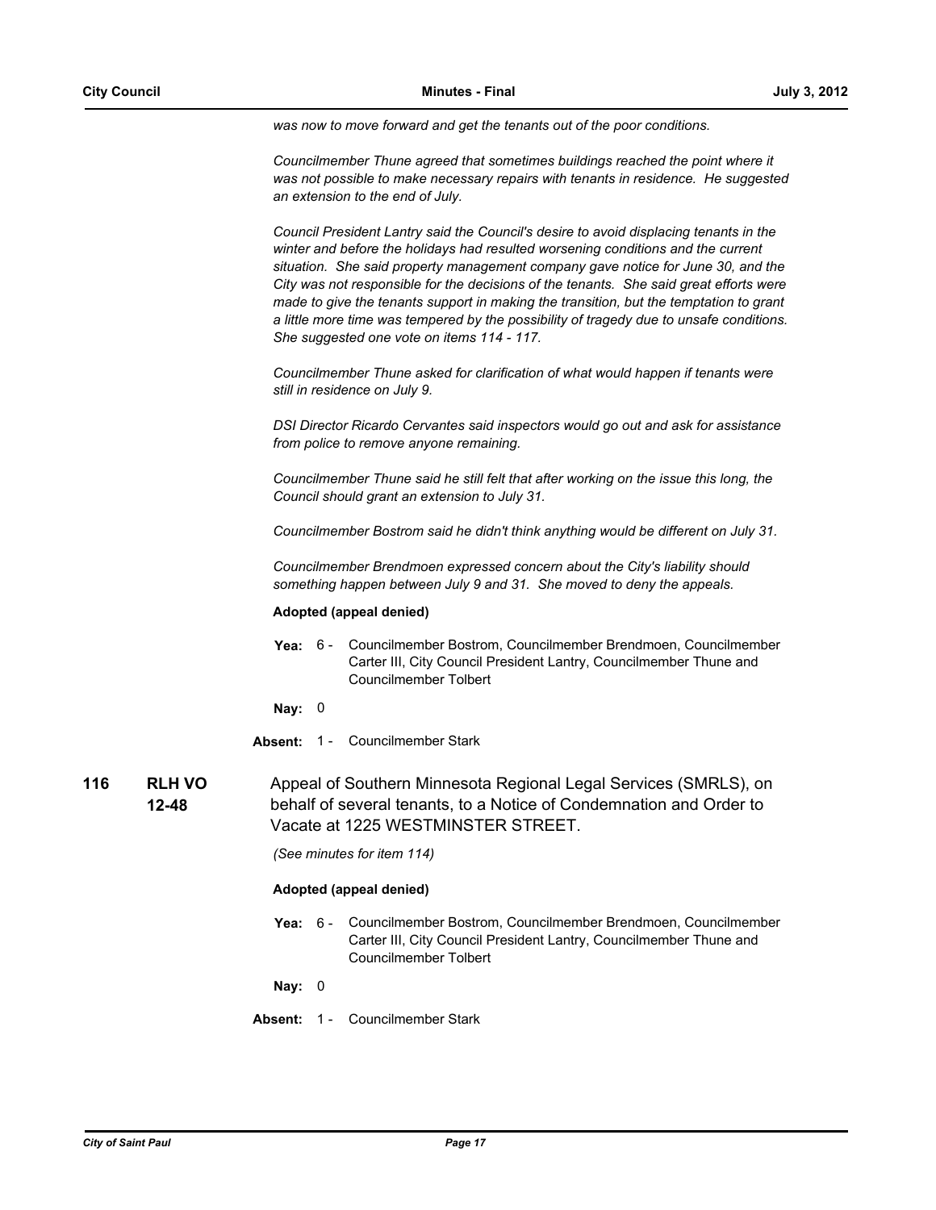*was now to move forward and get the tenants out of the poor conditions.*

*Councilmember Thune agreed that sometimes buildings reached the point where it was not possible to make necessary repairs with tenants in residence. He suggested an extension to the end of July.*

*Council President Lantry said the Council's desire to avoid displacing tenants in the winter and before the holidays had resulted worsening conditions and the current situation. She said property management company gave notice for June 30, and the City was not responsible for the decisions of the tenants. She said great efforts were made to give the tenants support in making the transition, but the temptation to grant a little more time was tempered by the possibility of tragedy due to unsafe conditions. She suggested one vote on items 114 - 117.*

*Councilmember Thune asked for clarification of what would happen if tenants were still in residence on July 9.*

*DSI Director Ricardo Cervantes said inspectors would go out and ask for assistance from police to remove anyone remaining.*

*Councilmember Thune said he still felt that after working on the issue this long, the Council should grant an extension to July 31.*

*Councilmember Bostrom said he didn't think anything would be different on July 31.*

*Councilmember Brendmoen expressed concern about the City's liability should something happen between July 9 and 31. She moved to deny the appeals.*

**Adopted (appeal denied)**

**Yea:** 6 - Councilmember Bostrom, Councilmember Brendmoen, Councilmember Carter III, City Council President Lantry, Councilmember Thune and Councilmember Tolbert

**Nay:** 0

**Absent:** 1 - Councilmember Stark

**116 RLH VO 12-48** Appeal of Southern Minnesota Regional Legal Services (SMRLS), on behalf of several tenants, to a Notice of Condemnation and Order to Vacate at 1225 WESTMINSTER STREET.

*(See minutes for item 114)*

**Adopted (appeal denied)**

**Yea:** 6 - Councilmember Bostrom, Councilmember Brendmoen, Councilmember Carter III, City Council President Lantry, Councilmember Thune and Councilmember Tolbert

**Nay:** 0

**Absent:** 1 - Councilmember Stark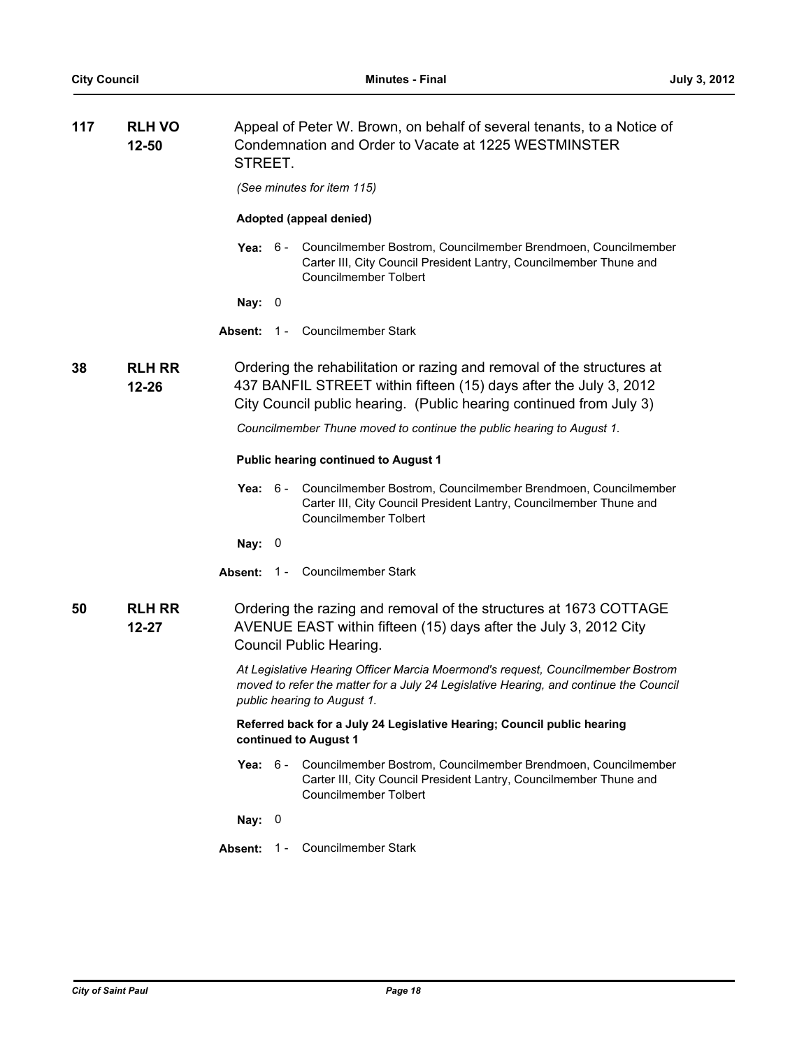**117** **RLH VO 12-50**

Appeal of Peter W. Brown, on behalf of several tenants, to a Notice of Condemnation and Order to Vacate at 1225 WESTMINSTER STREET.

*(See minutes for item 115)*

**Adopted (appeal denied)**

**Yea:** 6 - Councilmember Bostrom, Councilmember Brendmoen, Councilmember Carter III, City Council President Lantry, Councilmember Thune and Councilmember Tolbert

**Nay:** 0

**Absent:** 1 - Councilmember Stark

**38** **RLH RR 12-26**

Ordering the rehabilitation or razing and removal of the structures at 437 BANFIL STREET within fifteen (15) days after the July 3, 2012 City Council public hearing. (Public hearing continued from July 3)

*Councilmember Thune moved to continue the public hearing to August 1.*

**Public hearing continued to August 1**

**Yea:** 6 - Councilmember Bostrom, Councilmember Brendmoen, Councilmember Carter III, City Council President Lantry, Councilmember Thune and Councilmember Tolbert

**Nay:** 0

**Absent:** 1 - Councilmember Stark

**50** **RLH RR 12-27**

Ordering the razing and removal of the structures at 1673 COTTAGE AVENUE EAST within fifteen (15) days after the July 3, 2012 City Council Public Hearing.

*At Legislative Hearing Officer Marcia Moermond's request, Councilmember Bostrom moved to refer the matter for a July 24 Legislative Hearing, and continue the Council public hearing to August 1.*

**Referred back for a July 24 Legislative Hearing; Council public hearing continued to August 1**

**Yea:** 6 - Councilmember Bostrom, Councilmember Brendmoen, Councilmember Carter III, City Council President Lantry, Councilmember Thune and Councilmember Tolbert

**Nay:** 0

**Absent:** 1 - Councilmember Stark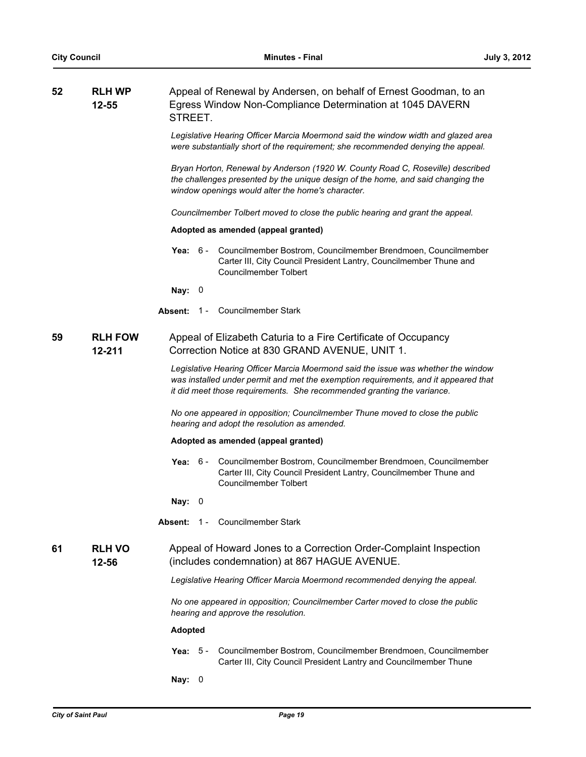**52** **RLH WP 12-55** Appeal of Renewal by Andersen, on behalf of Ernest Goodman, to an Egress Window Non-Compliance Determination at 1045 DAVERN STREET.

*Legislative Hearing Officer Marcia Moermond said the window width and glazed area were substantially short of the requirement; she recommended denying the appeal.*

*Bryan Horton, Renewal by Anderson (1920 W. County Road C, Roseville) described the challenges presented by the unique design of the home, and said changing the window openings would alter the home's character.*

*Councilmember Tolbert moved to close the public hearing and grant the appeal.*

**Adopted as amended (appeal granted)**

**Yea:** 6 - Councilmember Bostrom, Councilmember Brendmoen, Councilmember Carter III, City Council President Lantry, Councilmember Thune and Councilmember Tolbert

**Nay:** 0

**Absent:** 1 - Councilmember Stark

**59** **RLH FOW 12-211** Appeal of Elizabeth Caturia to a Fire Certificate of Occupancy Correction Notice at 830 GRAND AVENUE, UNIT 1.

*Legislative Hearing Officer Marcia Moermond said the issue was whether the window was installed under permit and met the exemption requirements, and it appeared that it did meet those requirements. She recommended granting the variance.*

*No one appeared in opposition; Councilmember Thune moved to close the public hearing and adopt the resolution as amended.*

**Adopted as amended (appeal granted)**

**Yea:** 6 - Councilmember Bostrom, Councilmember Brendmoen, Councilmember Carter III, City Council President Lantry, Councilmember Thune and Councilmember Tolbert

**Nay:** 0

**Absent:** 1 - Councilmember Stark

**61** **RLH VO 12-56** Appeal of Howard Jones to a Correction Order-Complaint Inspection (includes condemnation) at 867 HAGUE AVENUE.

*Legislative Hearing Officer Marcia Moermond recommended denying the appeal.*

*No one appeared in opposition; Councilmember Carter moved to close the public hearing and approve the resolution.*

**Adopted**

**Yea:** 5 - Councilmember Bostrom, Councilmember Brendmoen, Councilmember Carter III, City Council President Lantry and Councilmember Thune

**Nay:** 0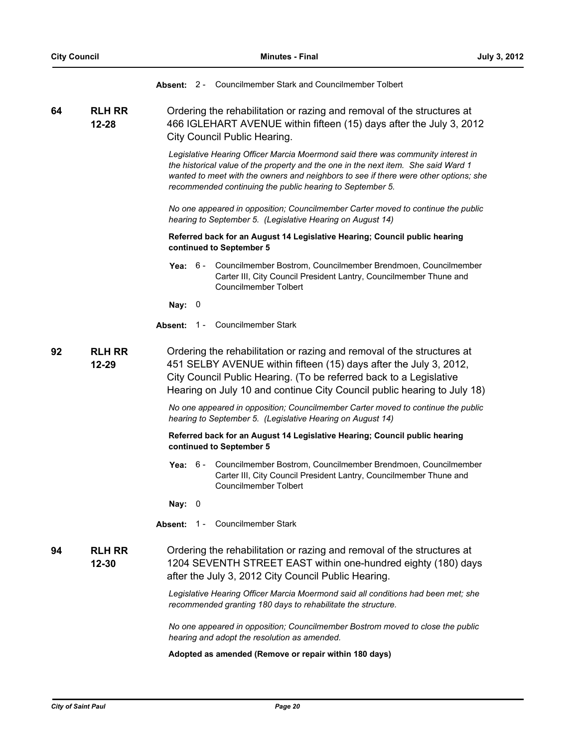**Absent:** 2 - Councilmember Stark and Councilmember Tolbert

**64** **RLH RR 12-28**

Ordering the rehabilitation or razing and removal of the structures at 466 IGLEHART AVENUE within fifteen (15) days after the July 3, 2012 City Council Public Hearing.

*Legislative Hearing Officer Marcia Moermond said there was community interest in the historical value of the property and the one in the next item. She said Ward 1 wanted to meet with the owners and neighbors to see if there were other options; she recommended continuing the public hearing to September 5.*

*No one appeared in opposition; Councilmember Carter moved to continue the public hearing to September 5. (Legislative Hearing on August 14)*

**Referred back for an August 14 Legislative Hearing; Council public hearing continued to September 5**

**Yea:** 6 - Councilmember Bostrom, Councilmember Brendmoen, Councilmember Carter III, City Council President Lantry, Councilmember Thune and Councilmember Tolbert

**Nay:** 0

**Absent:** 1 - Councilmember Stark

**92** **RLH RR 12-29**

Ordering the rehabilitation or razing and removal of the structures at 451 SELBY AVENUE within fifteen (15) days after the July 3, 2012, City Council Public Hearing. (To be referred back to a Legislative Hearing on July 10 and continue City Council public hearing to July 18)

*No one appeared in opposition; Councilmember Carter moved to continue the public hearing to September 5. (Legislative Hearing on August 14)*

**Referred back for an August 14 Legislative Hearing; Council public hearing continued to September 5**

**Yea:** 6 - Councilmember Bostrom, Councilmember Brendmoen, Councilmember Carter III, City Council President Lantry, Councilmember Thune and Councilmember Tolbert

**Nay:** 0

**Absent:** 1 - Councilmember Stark

**94** **RLH RR 12-30**

Ordering the rehabilitation or razing and removal of the structures at 1204 SEVENTH STREET EAST within one-hundred eighty (180) days after the July 3, 2012 City Council Public Hearing.

*Legislative Hearing Officer Marcia Moermond said all conditions had been met; she recommended granting 180 days to rehabilitate the structure.*

*No one appeared in opposition; Councilmember Bostrom moved to close the public hearing and adopt the resolution as amended.*

**Adopted as amended (Remove or repair within 180 days)**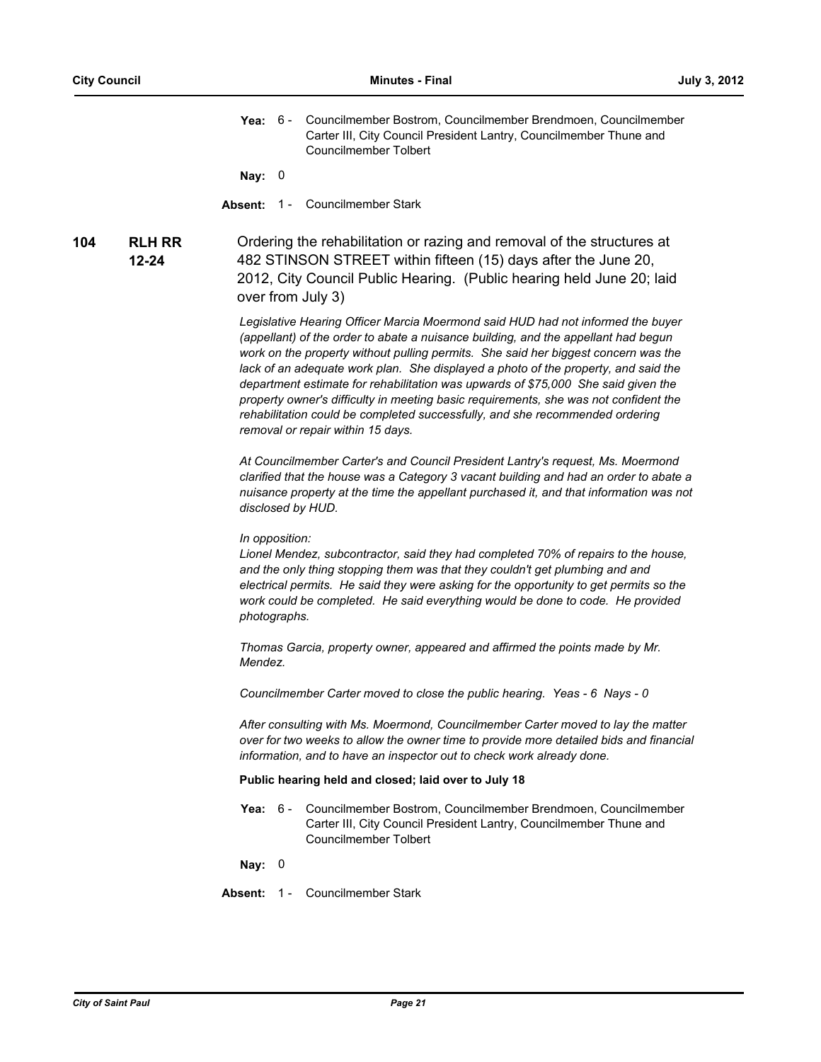**Yea:** 6 - Councilmember Bostrom, Councilmember Brendmoen, Councilmember Carter III, City Council President Lantry, Councilmember Thune and Councilmember Tolbert

**Nay:** 0

**Absent:** 1 - Councilmember Stark

**104 RLH RR 12-24**

Ordering the rehabilitation or razing and removal of the structures at 482 STINSON STREET within fifteen (15) days after the June 20, 2012, City Council Public Hearing. (Public hearing held June 20; laid over from July 3)

*Legislative Hearing Officer Marcia Moermond said HUD had not informed the buyer (appellant) of the order to abate a nuisance building, and the appellant had begun work on the property without pulling permits. She said her biggest concern was the lack of an adequate work plan. She displayed a photo of the property, and said the department estimate for rehabilitation was upwards of $75,000 She said given the property owner's difficulty in meeting basic requirements, she was not confident the rehabilitation could be completed successfully, and she recommended ordering removal or repair within 15 days.*

*At Councilmember Carter's and Council President Lantry's request, Ms. Moermond clarified that the house was a Category 3 vacant building and had an order to abate a nuisance property at the time the appellant purchased it, and that information was not disclosed by HUD.*

*In opposition:*
*Lionel Mendez, subcontractor, said they had completed 70% of repairs to the house, and the only thing stopping them was that they couldn't get plumbing and and electrical permits. He said they were asking for the opportunity to get permits so the work could be completed. He said everything would be done to code. He provided photographs.*

*Thomas Garcia, property owner, appeared and affirmed the points made by Mr. Mendez.*

*Councilmember Carter moved to close the public hearing. Yeas - 6 Nays - 0*

*After consulting with Ms. Moermond, Councilmember Carter moved to lay the matter over for two weeks to allow the owner time to provide more detailed bids and financial information, and to have an inspector out to check work already done.*

**Public hearing held and closed; laid over to July 18**

**Yea:** 6 - Councilmember Bostrom, Councilmember Brendmoen, Councilmember Carter III, City Council President Lantry, Councilmember Thune and Councilmember Tolbert

**Nay:** 0

**Absent:** 1 - Councilmember Stark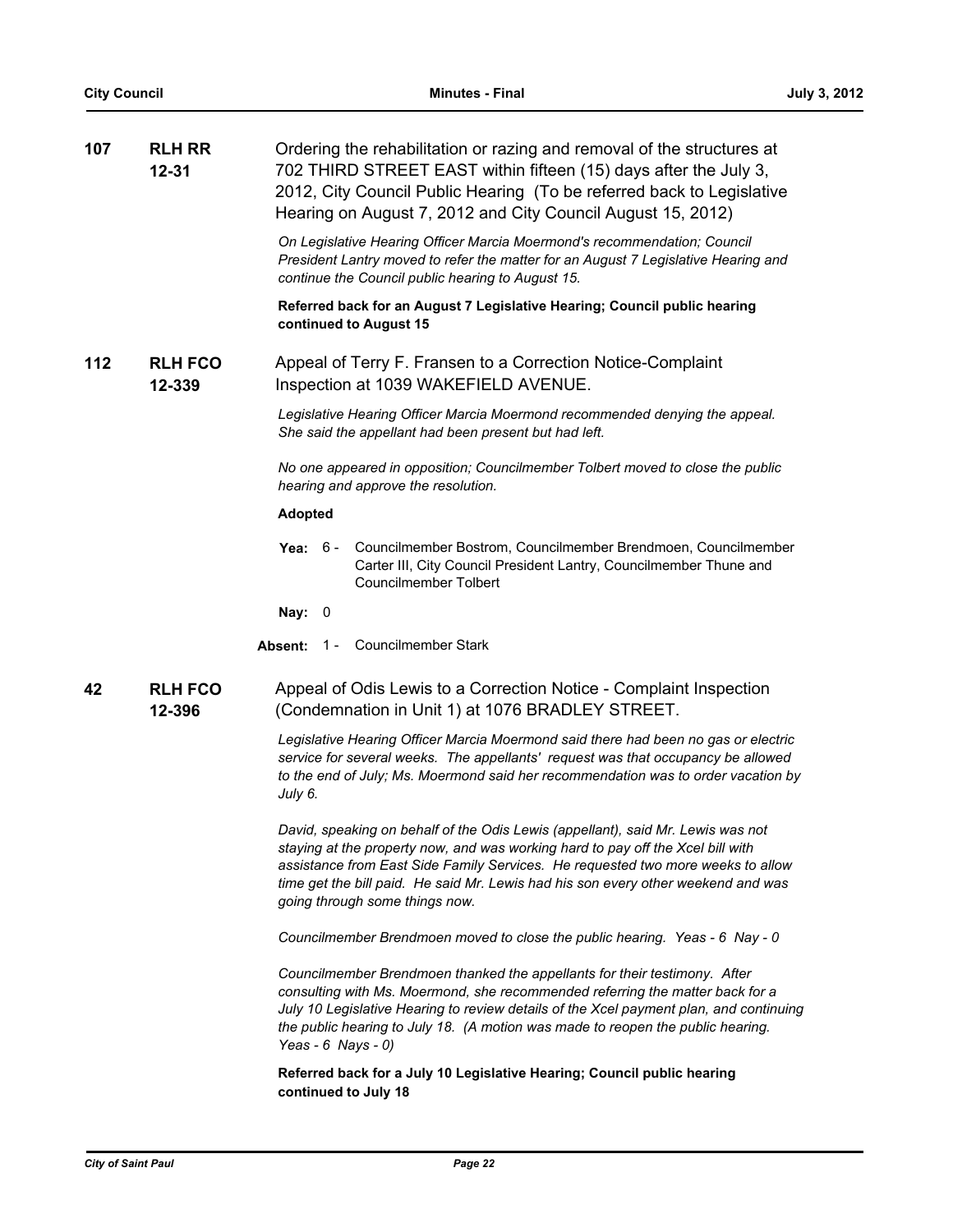**107** **RLH RR 12-31**

Ordering the rehabilitation or razing and removal of the structures at 702 THIRD STREET EAST within fifteen (15) days after the July 3, 2012, City Council Public Hearing (To be referred back to Legislative Hearing on August 7, 2012 and City Council August 15, 2012)

*On Legislative Hearing Officer Marcia Moermond's recommendation; Council President Lantry moved to refer the matter for an August 7 Legislative Hearing and continue the Council public hearing to August 15.*

**Referred back for an August 7 Legislative Hearing; Council public hearing continued to August 15**

**112** **RLH FCO 12-339**

Appeal of Terry F. Fransen to a Correction Notice-Complaint Inspection at 1039 WAKEFIELD AVENUE.

*Legislative Hearing Officer Marcia Moermond recommended denying the appeal. She said the appellant had been present but had left.*

*No one appeared in opposition; Councilmember Tolbert moved to close the public hearing and approve the resolution.*

**Adopted**

**Yea:** 6 - Councilmember Bostrom, Councilmember Brendmoen, Councilmember Carter III, City Council President Lantry, Councilmember Thune and Councilmember Tolbert

**Nay:** 0

**Absent:** 1 - Councilmember Stark

**42** **RLH FCO 12-396**

Appeal of Odis Lewis to a Correction Notice - Complaint Inspection (Condemnation in Unit 1) at 1076 BRADLEY STREET.

*Legislative Hearing Officer Marcia Moermond said there had been no gas or electric service for several weeks. The appellants' request was that occupancy be allowed to the end of July; Ms. Moermond said her recommendation was to order vacation by July 6.*

*David, speaking on behalf of the Odis Lewis (appellant), said Mr. Lewis was not staying at the property now, and was working hard to pay off the Xcel bill with assistance from East Side Family Services. He requested two more weeks to allow time get the bill paid. He said Mr. Lewis had his son every other weekend and was going through some things now.*

*Councilmember Brendmoen moved to close the public hearing. Yeas - 6 Nay - 0*

*Councilmember Brendmoen thanked the appellants for their testimony. After consulting with Ms. Moermond, she recommended referring the matter back for a July 10 Legislative Hearing to review details of the Xcel payment plan, and continuing the public hearing to July 18. (A motion was made to reopen the public hearing. Yeas - 6 Nays - 0)*

**Referred back for a July 10 Legislative Hearing; Council public hearing continued to July 18**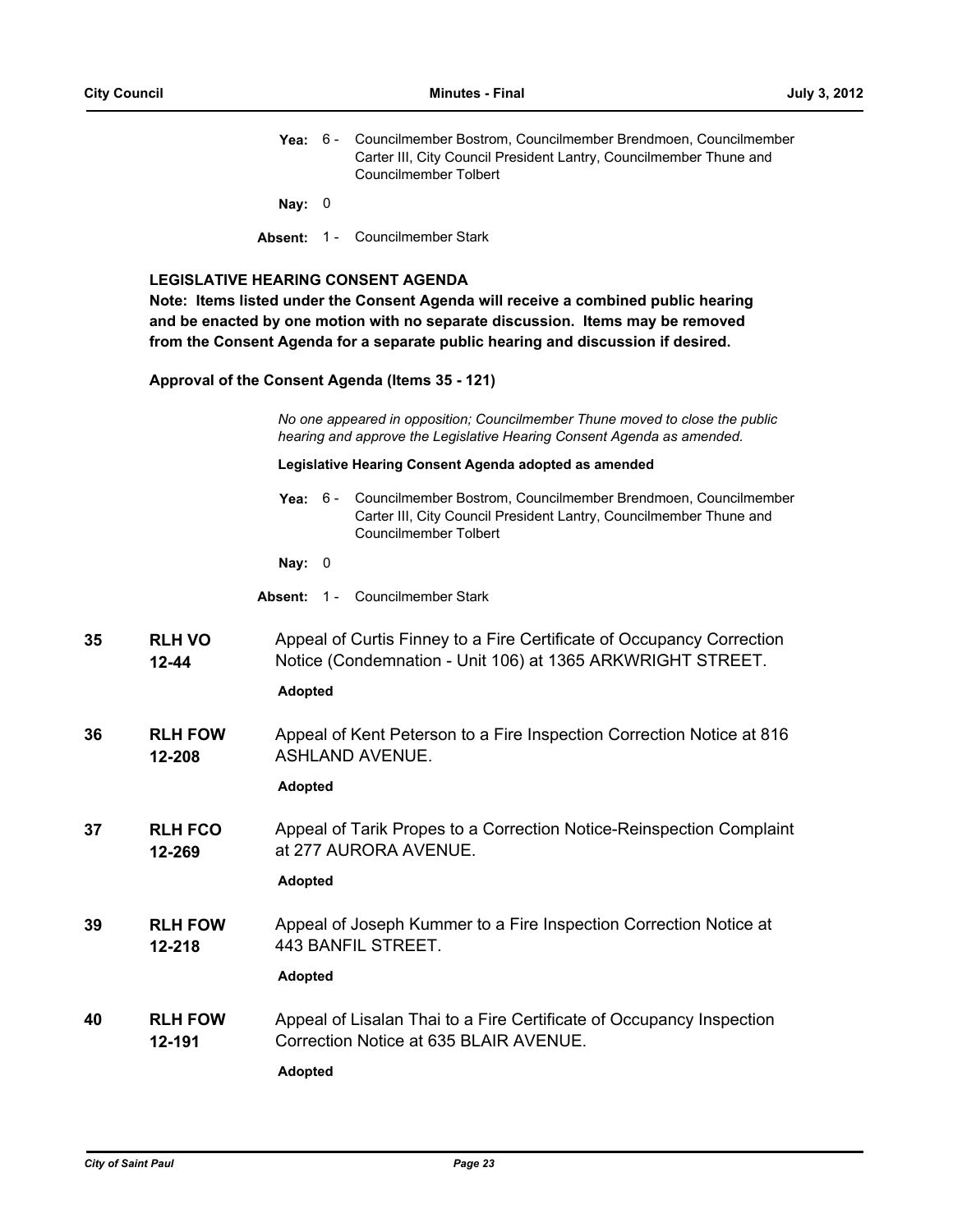**Yea:** 6 - Councilmember Bostrom, Councilmember Brendmoen, Councilmember Carter III, City Council President Lantry, Councilmember Thune and Councilmember Tolbert

**Nay:** 0

**Absent:** 1 - Councilmember Stark

## LEGISLATIVE HEARING CONSENT AGENDA

**Note: Items listed under the Consent Agenda will receive a combined public hearing and be enacted by one motion with no separate discussion. Items may be removed from the Consent Agenda for a separate public hearing and discussion if desired.**

**Approval of the Consent Agenda (Items 35 - 121)**

*No one appeared in opposition; Councilmember Thune moved to close the public hearing and approve the Legislative Hearing Consent Agenda as amended.*

**Legislative Hearing Consent Agenda adopted as amended**

**Yea:** 6 - Councilmember Bostrom, Councilmember Brendmoen, Councilmember Carter III, City Council President Lantry, Councilmember Thune and Councilmember Tolbert

**Nay:** 0

**Absent:** 1 - Councilmember Stark

**35** **RLH VO 12-44** Appeal of Curtis Finney to a Fire Certificate of Occupancy Correction Notice (Condemnation - Unit 106) at 1365 ARKWRIGHT STREET.

**Adopted**

**36** **RLH FOW 12-208** Appeal of Kent Peterson to a Fire Inspection Correction Notice at 816 ASHLAND AVENUE.

**Adopted**

**37** **RLH FCO 12-269** Appeal of Tarik Propes to a Correction Notice-Reinspection Complaint at 277 AURORA AVENUE.

**Adopted**

**39** **RLH FOW 12-218** Appeal of Joseph Kummer to a Fire Inspection Correction Notice at 443 BANFIL STREET.

**Adopted**

**40** **RLH FOW 12-191** Appeal of Lisalan Thai to a Fire Certificate of Occupancy Inspection Correction Notice at 635 BLAIR AVENUE.

**Adopted**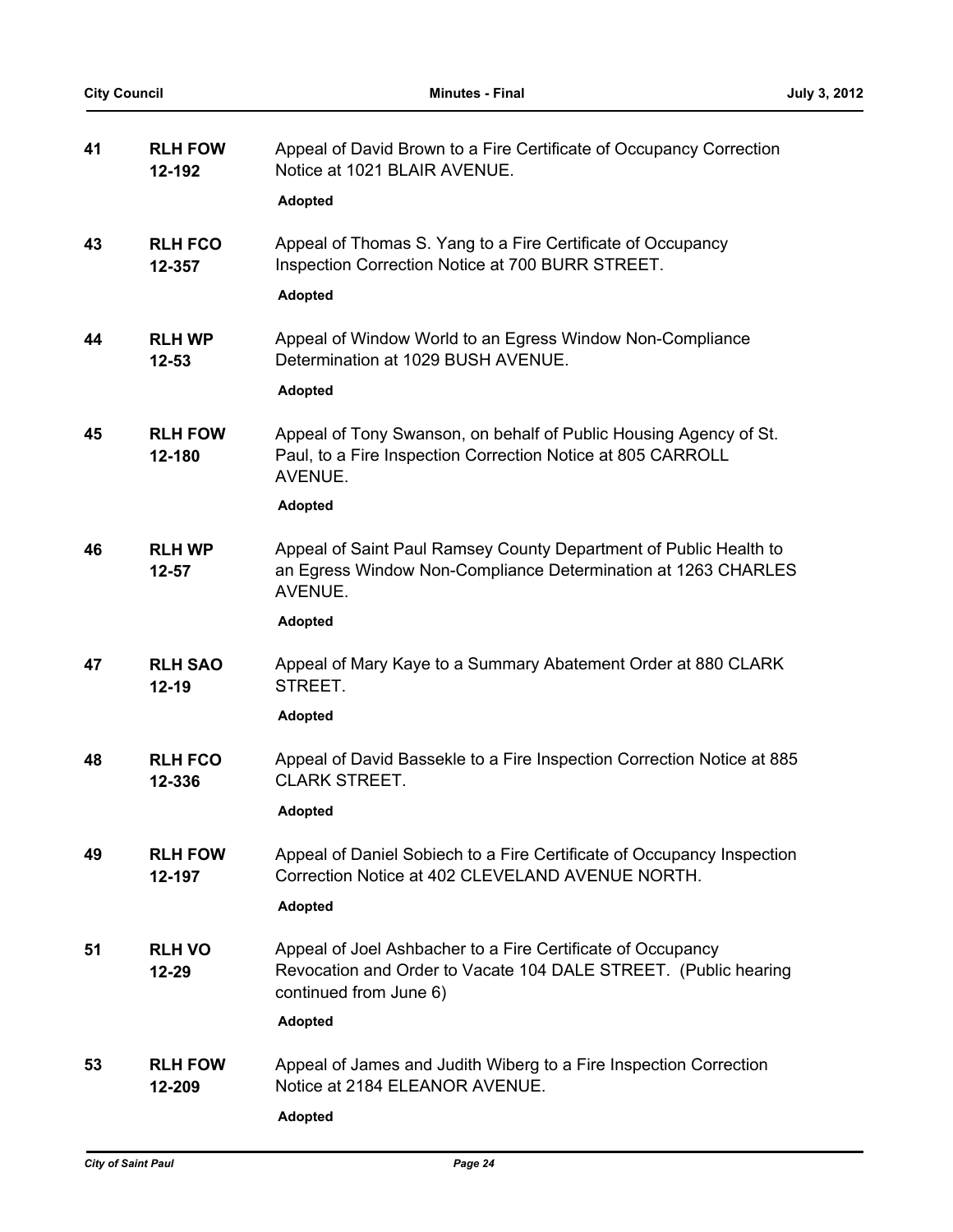**41** **RLH FOW 12-192** Appeal of David Brown to a Fire Certificate of Occupancy Correction Notice at 1021 BLAIR AVENUE.

**Adopted**

**43** **RLH FCO 12-357** Appeal of Thomas S. Yang to a Fire Certificate of Occupancy Inspection Correction Notice at 700 BURR STREET.

**Adopted**

**44** **RLH WP 12-53** Appeal of Window World to an Egress Window Non-Compliance Determination at 1029 BUSH AVENUE.

**Adopted**

**45** **RLH FOW 12-180** Appeal of Tony Swanson, on behalf of Public Housing Agency of St. Paul, to a Fire Inspection Correction Notice at 805 CARROLL AVENUE.

**Adopted**

**46** **RLH WP 12-57** Appeal of Saint Paul Ramsey County Department of Public Health to an Egress Window Non-Compliance Determination at 1263 CHARLES AVENUE.

**Adopted**

**47** **RLH SAO 12-19** Appeal of Mary Kaye to a Summary Abatement Order at 880 CLARK STREET.

**Adopted**

**48** **RLH FCO 12-336** Appeal of David Bassekle to a Fire Inspection Correction Notice at 885 CLARK STREET.

**Adopted**

**49** **RLH FOW 12-197** Appeal of Daniel Sobiech to a Fire Certificate of Occupancy Inspection Correction Notice at 402 CLEVELAND AVENUE NORTH.

**Adopted**

**51** **RLH VO 12-29** Appeal of Joel Ashbacher to a Fire Certificate of Occupancy Revocation and Order to Vacate 104 DALE STREET. (Public hearing continued from June 6)

**Adopted**

**53** **RLH FOW 12-209** Appeal of James and Judith Wiberg to a Fire Inspection Correction Notice at 2184 ELEANOR AVENUE.

**Adopted**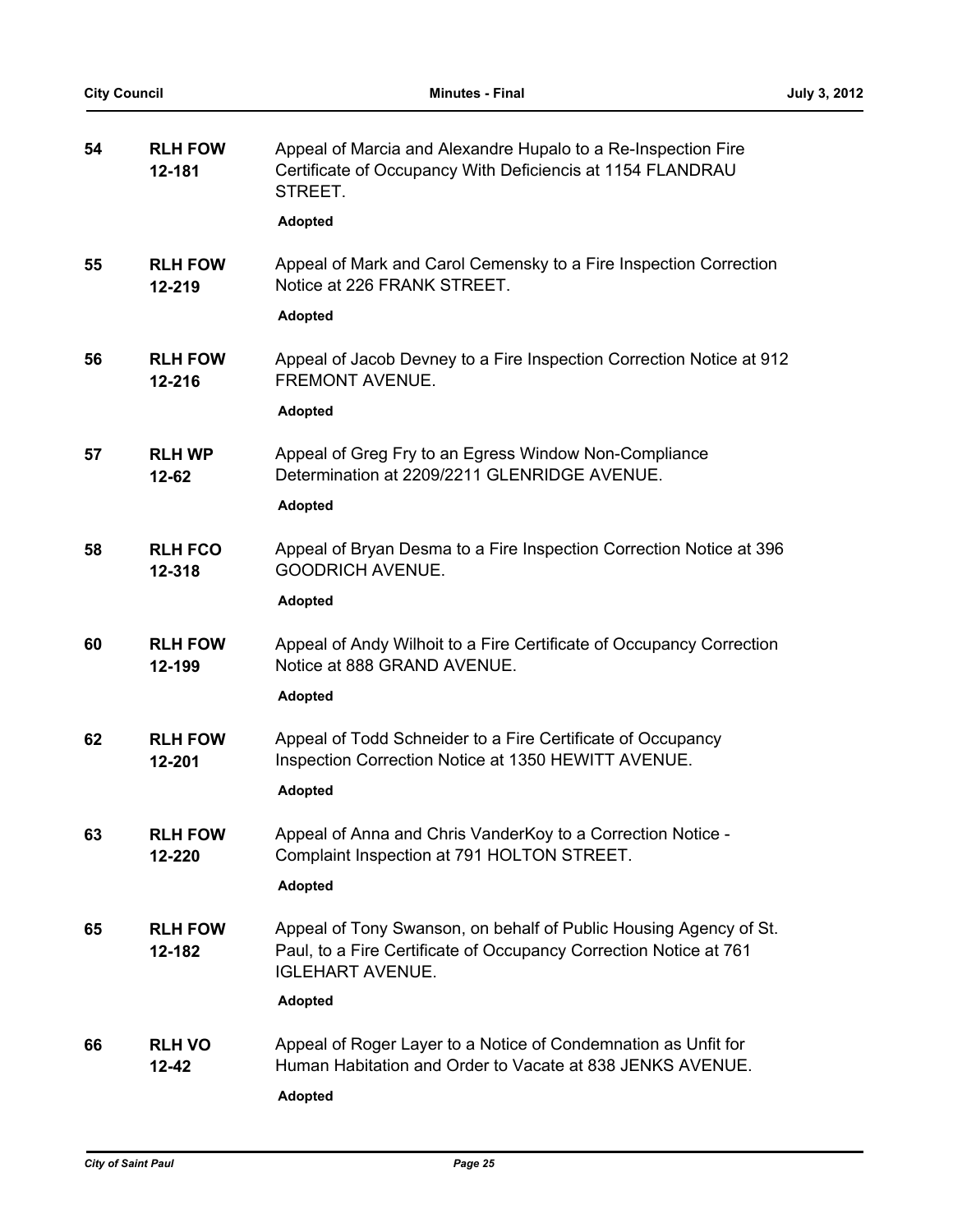| | | |
|---|---|---|
| **54** | **RLH FOW 12-181** | Appeal of Marcia and Alexandre Hupalo to a Re-Inspection Fire Certificate of Occupancy With Deficiencis at 1154 FLANDRAU STREET.<br><br>**Adopted** |
| **55** | **RLH FOW 12-219** | Appeal of Mark and Carol Cemensky to a Fire Inspection Correction Notice at 226 FRANK STREET.<br><br>**Adopted** |
| **56** | **RLH FOW 12-216** | Appeal of Jacob Devney to a Fire Inspection Correction Notice at 912 FREMONT AVENUE.<br><br>**Adopted** |
| **57** | **RLH WP 12-62** | Appeal of Greg Fry to an Egress Window Non-Compliance Determination at 2209/2211 GLENRIDGE AVENUE.<br><br>**Adopted** |
| **58** | **RLH FCO 12-318** | Appeal of Bryan Desma to a Fire Inspection Correction Notice at 396 GOODRICH AVENUE.<br><br>**Adopted** |
| **60** | **RLH FOW 12-199** | Appeal of Andy Wilhoit to a Fire Certificate of Occupancy Correction Notice at 888 GRAND AVENUE.<br><br>**Adopted** |
| **62** | **RLH FOW 12-201** | Appeal of Todd Schneider to a Fire Certificate of Occupancy Inspection Correction Notice at 1350 HEWITT AVENUE.<br><br>**Adopted** |
| **63** | **RLH FOW 12-220** | Appeal of Anna and Chris VanderKoy to a Correction Notice - Complaint Inspection at 791 HOLTON STREET.<br><br>**Adopted** |
| **65** | **RLH FOW 12-182** | Appeal of Tony Swanson, on behalf of Public Housing Agency of St. Paul, to a Fire Certificate of Occupancy Correction Notice at 761 IGLEHART AVENUE.<br><br>**Adopted** |
| **66** | **RLH VO 12-42** | Appeal of Roger Layer to a Notice of Condemnation as Unfit for Human Habitation and Order to Vacate at 838 JENKS AVENUE.<br><br>**Adopted** |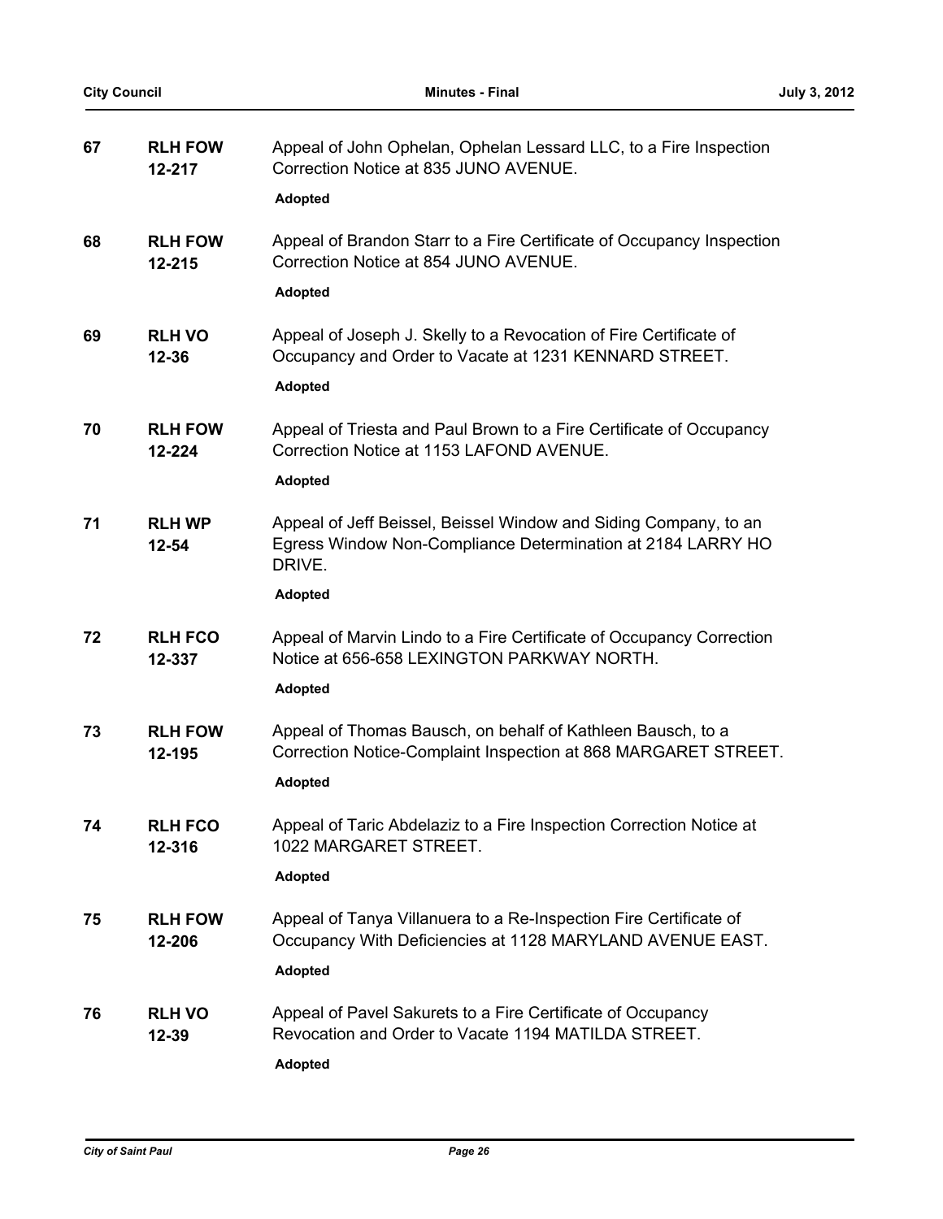| | | |
|---|---|---|
| **67** | **RLH FOW 12-217** | Appeal of John Ophelan, Ophelan Lessard LLC, to a Fire Inspection Correction Notice at 835 JUNO AVENUE.<br><br>**Adopted** |
| **68** | **RLH FOW 12-215** | Appeal of Brandon Starr to a Fire Certificate of Occupancy Inspection Correction Notice at 854 JUNO AVENUE.<br><br>**Adopted** |
| **69** | **RLH VO 12-36** | Appeal of Joseph J. Skelly to a Revocation of Fire Certificate of Occupancy and Order to Vacate at 1231 KENNARD STREET.<br><br>**Adopted** |
| **70** | **RLH FOW 12-224** | Appeal of Triesta and Paul Brown to a Fire Certificate of Occupancy Correction Notice at 1153 LAFOND AVENUE.<br><br>**Adopted** |
| **71** | **RLH WP 12-54** | Appeal of Jeff Beissel, Beissel Window and Siding Company, to an Egress Window Non-Compliance Determination at 2184 LARRY HO DRIVE.<br><br>**Adopted** |
| **72** | **RLH FCO 12-337** | Appeal of Marvin Lindo to a Fire Certificate of Occupancy Correction Notice at 656-658 LEXINGTON PARKWAY NORTH.<br><br>**Adopted** |
| **73** | **RLH FOW 12-195** | Appeal of Thomas Bausch, on behalf of Kathleen Bausch, to a Correction Notice-Complaint Inspection at 868 MARGARET STREET.<br><br>**Adopted** |
| **74** | **RLH FCO 12-316** | Appeal of Taric Abdelaziz to a Fire Inspection Correction Notice at 1022 MARGARET STREET.<br><br>**Adopted** |
| **75** | **RLH FOW 12-206** | Appeal of Tanya Villanuera to a Re-Inspection Fire Certificate of Occupancy With Deficiencies at 1128 MARYLAND AVENUE EAST.<br><br>**Adopted** |
| **76** | **RLH VO 12-39** | Appeal of Pavel Sakurets to a Fire Certificate of Occupancy Revocation and Order to Vacate 1194 MATILDA STREET.<br><br>**Adopted** |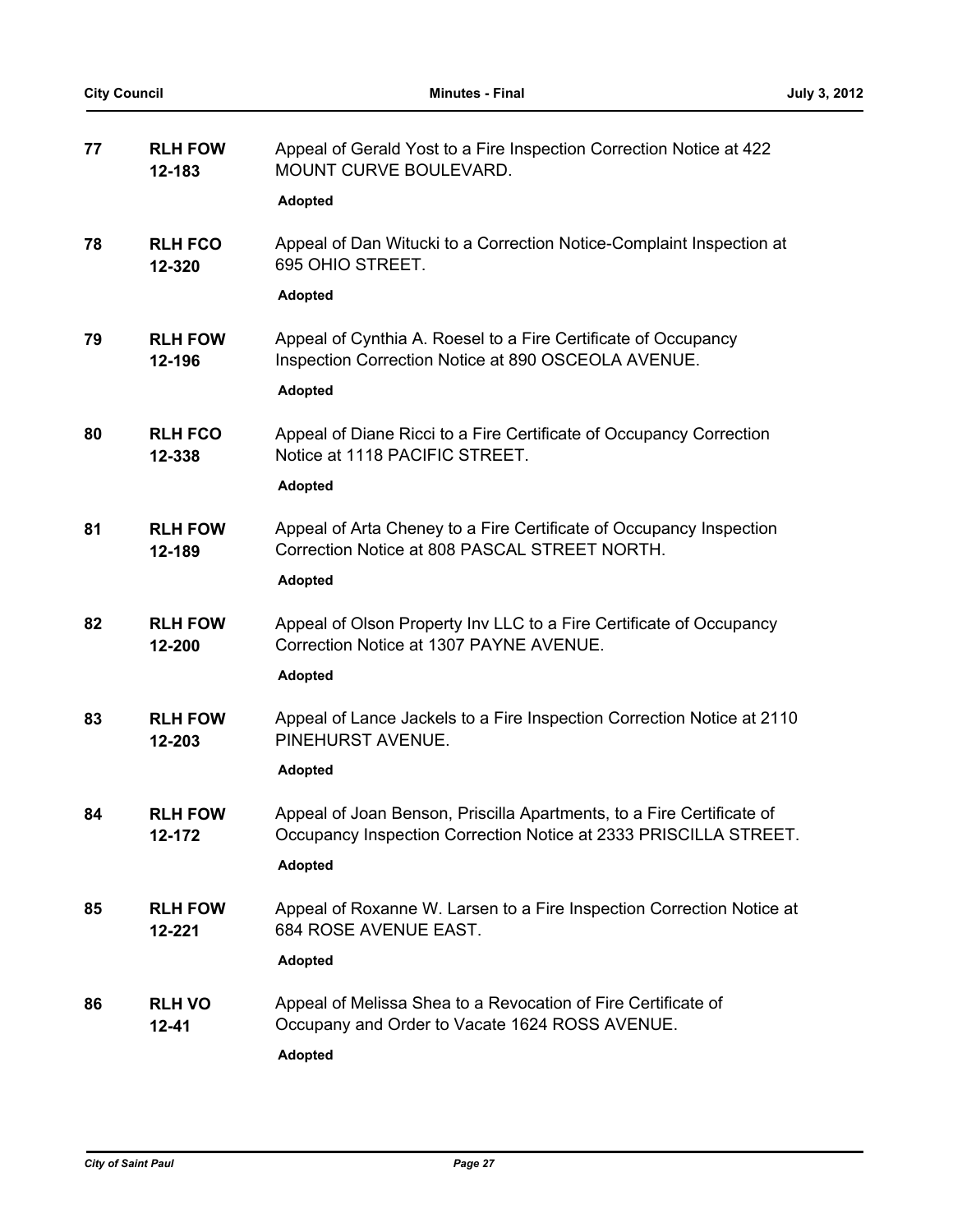**77** **RLH FOW 12-183** Appeal of Gerald Yost to a Fire Inspection Correction Notice at 422 MOUNT CURVE BOULEVARD.

**Adopted**

**78** **RLH FCO 12-320** Appeal of Dan Witucki to a Correction Notice-Complaint Inspection at 695 OHIO STREET.

**Adopted**

**79** **RLH FOW 12-196** Appeal of Cynthia A. Roesel to a Fire Certificate of Occupancy Inspection Correction Notice at 890 OSCEOLA AVENUE.

**Adopted**

**80** **RLH FCO 12-338** Appeal of Diane Ricci to a Fire Certificate of Occupancy Correction Notice at 1118 PACIFIC STREET.

**Adopted**

**81** **RLH FOW 12-189** Appeal of Arta Cheney to a Fire Certificate of Occupancy Inspection Correction Notice at 808 PASCAL STREET NORTH.

**Adopted**

**82** **RLH FOW 12-200** Appeal of Olson Property Inv LLC to a Fire Certificate of Occupancy Correction Notice at 1307 PAYNE AVENUE.

**Adopted**

**83** **RLH FOW 12-203** Appeal of Lance Jackels to a Fire Inspection Correction Notice at 2110 PINEHURST AVENUE.

**Adopted**

**84** **RLH FOW 12-172** Appeal of Joan Benson, Priscilla Apartments, to a Fire Certificate of Occupancy Inspection Correction Notice at 2333 PRISCILLA STREET.

**Adopted**

**85** **RLH FOW 12-221** Appeal of Roxanne W. Larsen to a Fire Inspection Correction Notice at 684 ROSE AVENUE EAST.

**Adopted**

**86** **RLH VO 12-41** Appeal of Melissa Shea to a Revocation of Fire Certificate of Occupany and Order to Vacate 1624 ROSS AVENUE.

**Adopted**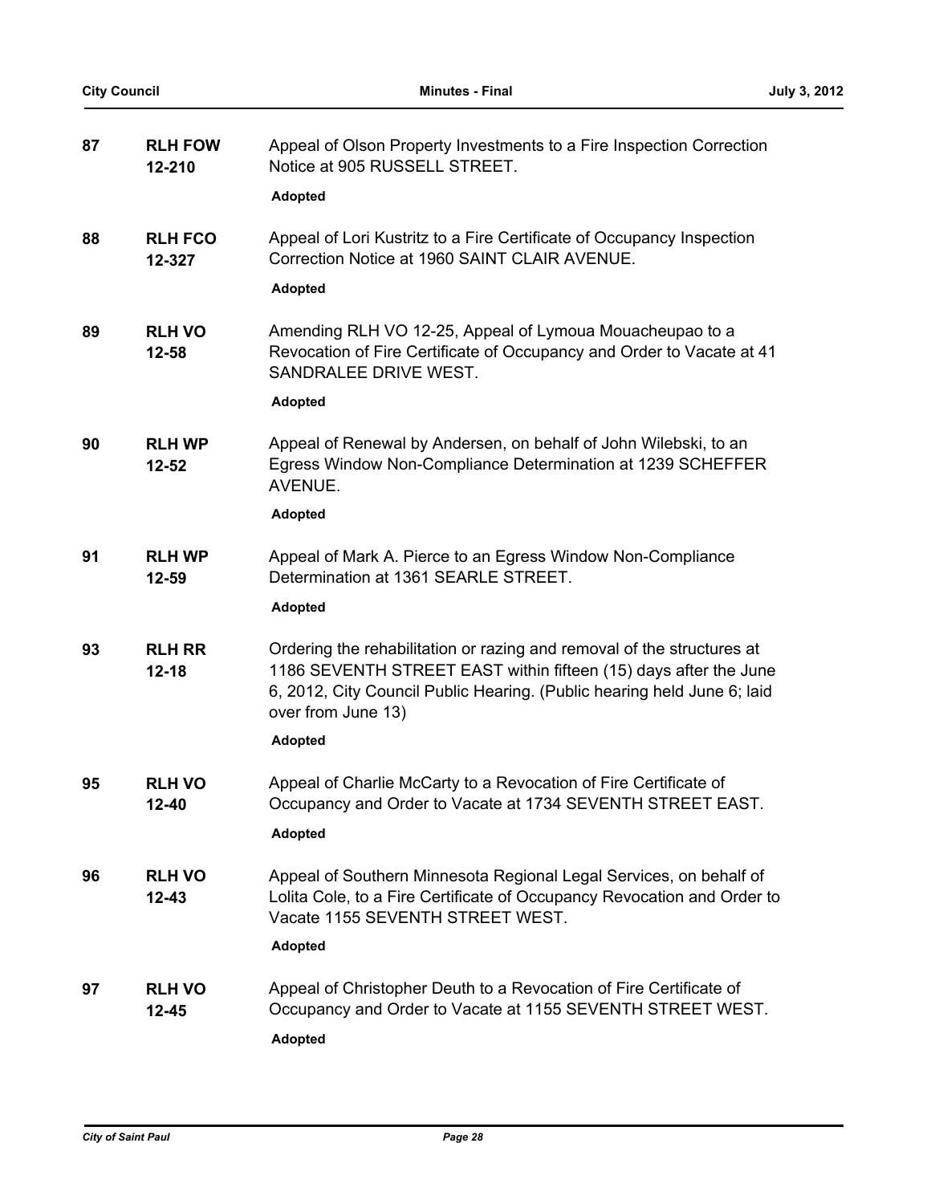| | | |
|---|---|---|
| **87** | **RLH FOW 12-210** | Appeal of Olson Property Investments to a Fire Inspection Correction Notice at 905 RUSSELL STREET.<br><br>**Adopted** |
| **88** | **RLH FCO 12-327** | Appeal of Lori Kustritz to a Fire Certificate of Occupancy Inspection Correction Notice at 1960 SAINT CLAIR AVENUE.<br><br>**Adopted** |
| **89** | **RLH VO 12-58** | Amending RLH VO 12-25, Appeal of Lymoua Mouacheupao to a Revocation of Fire Certificate of Occupancy and Order to Vacate at 41 SANDRALEE DRIVE WEST.<br><br>**Adopted** |
| **90** | **RLH WP 12-52** | Appeal of Renewal by Andersen, on behalf of John Wilebski, to an Egress Window Non-Compliance Determination at 1239 SCHEFFER AVENUE.<br><br>**Adopted** |
| **91** | **RLH WP 12-59** | Appeal of Mark A. Pierce to an Egress Window Non-Compliance Determination at 1361 SEARLE STREET.<br><br>**Adopted** |
| **93** | **RLH RR 12-18** | Ordering the rehabilitation or razing and removal of the structures at 1186 SEVENTH STREET EAST within fifteen (15) days after the June 6, 2012, City Council Public Hearing. (Public hearing held June 6; laid over from June 13)<br><br>**Adopted** |
| **95** | **RLH VO 12-40** | Appeal of Charlie McCarty to a Revocation of Fire Certificate of Occupancy and Order to Vacate at 1734 SEVENTH STREET EAST.<br><br>**Adopted** |
| **96** | **RLH VO 12-43** | Appeal of Southern Minnesota Regional Legal Services, on behalf of Lolita Cole, to a Fire Certificate of Occupancy Revocation and Order to Vacate 1155 SEVENTH STREET WEST.<br><br>**Adopted** |
| **97** | **RLH VO 12-45** | Appeal of Christopher Deuth to a Revocation of Fire Certificate of Occupancy and Order to Vacate at 1155 SEVENTH STREET WEST.<br><br>**Adopted** |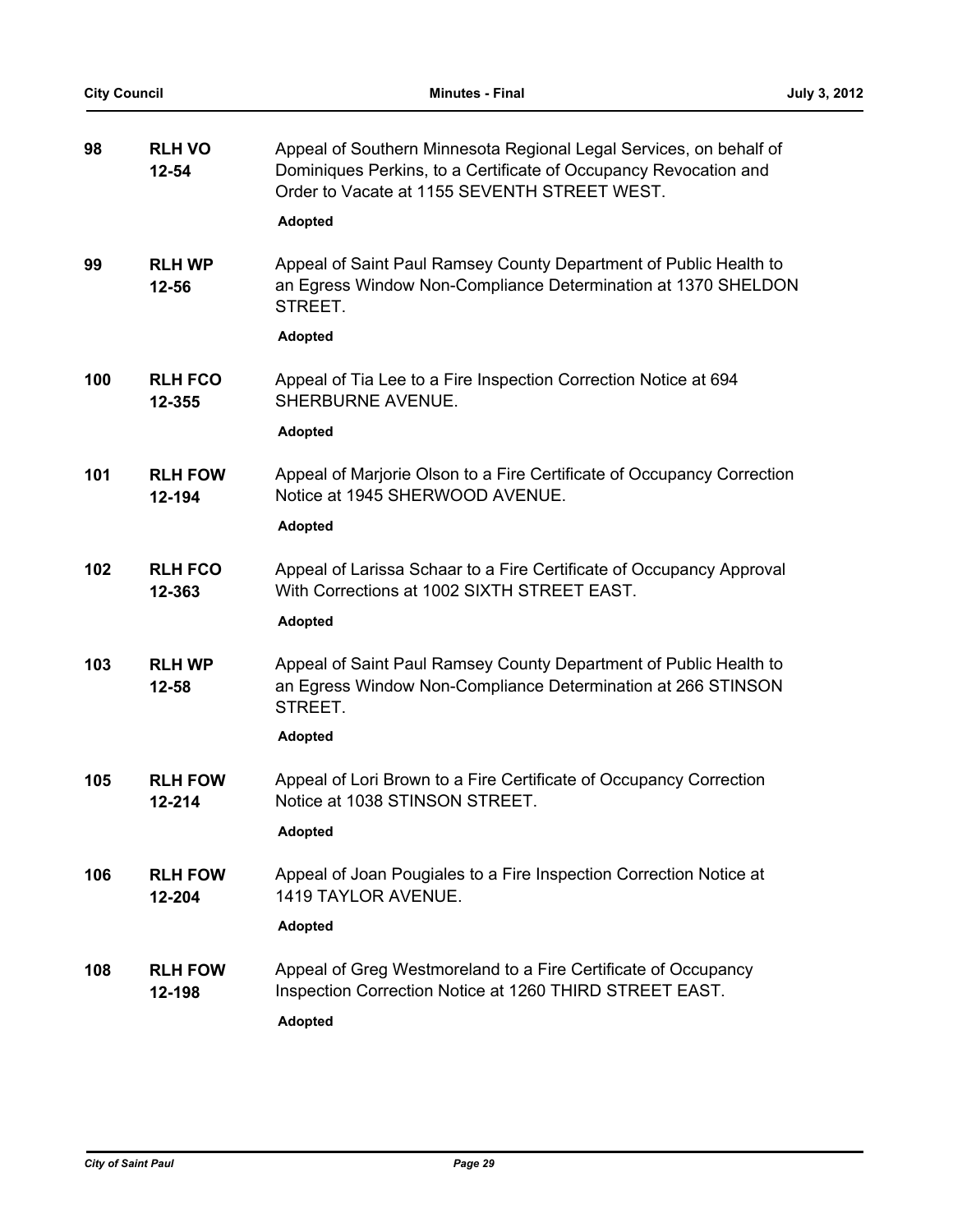| | | |
|---|---|---|
| **98** | **RLH VO 12-54** | Appeal of Southern Minnesota Regional Legal Services, on behalf of Dominiques Perkins, to a Certificate of Occupancy Revocation and Order to Vacate at 1155 SEVENTH STREET WEST.<br><br>**Adopted** |
| **99** | **RLH WP 12-56** | Appeal of Saint Paul Ramsey County Department of Public Health to an Egress Window Non-Compliance Determination at 1370 SHELDON STREET.<br><br>**Adopted** |
| **100** | **RLH FCO 12-355** | Appeal of Tia Lee to a Fire Inspection Correction Notice at 694 SHERBURNE AVENUE.<br><br>**Adopted** |
| **101** | **RLH FOW 12-194** | Appeal of Marjorie Olson to a Fire Certificate of Occupancy Correction Notice at 1945 SHERWOOD AVENUE.<br><br>**Adopted** |
| **102** | **RLH FCO 12-363** | Appeal of Larissa Schaar to a Fire Certificate of Occupancy Approval With Corrections at 1002 SIXTH STREET EAST.<br><br>**Adopted** |
| **103** | **RLH WP 12-58** | Appeal of Saint Paul Ramsey County Department of Public Health to an Egress Window Non-Compliance Determination at 266 STINSON STREET.<br><br>**Adopted** |
| **105** | **RLH FOW 12-214** | Appeal of Lori Brown to a Fire Certificate of Occupancy Correction Notice at 1038 STINSON STREET.<br><br>**Adopted** |
| **106** | **RLH FOW 12-204** | Appeal of Joan Pougiales to a Fire Inspection Correction Notice at 1419 TAYLOR AVENUE.<br><br>**Adopted** |
| **108** | **RLH FOW 12-198** | Appeal of Greg Westmoreland to a Fire Certificate of Occupancy Inspection Correction Notice at 1260 THIRD STREET EAST.<br><br>**Adopted** |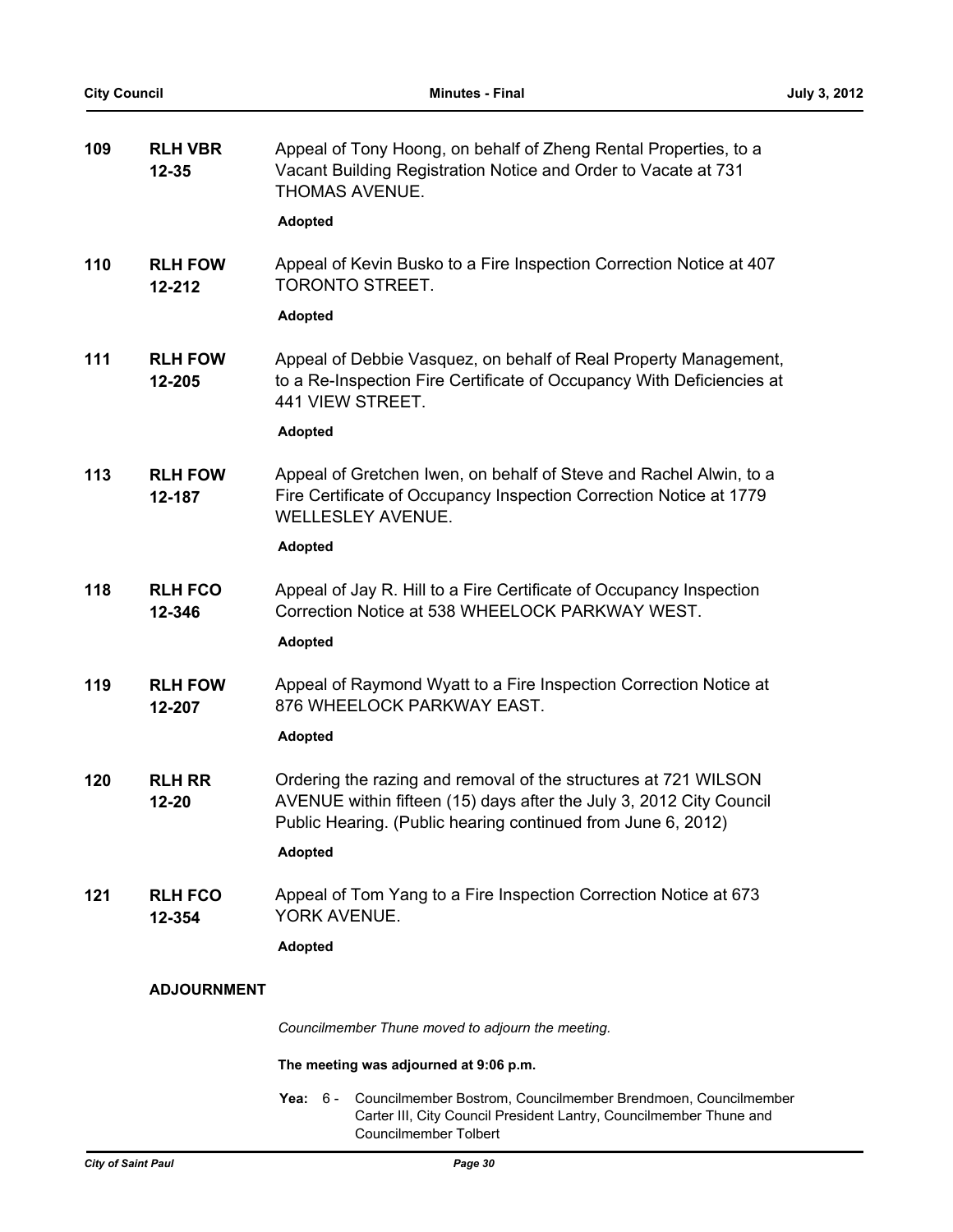**109** **RLH VBR 12-35** Appeal of Tony Hoong, on behalf of Zheng Rental Properties, to a Vacant Building Registration Notice and Order to Vacate at 731 THOMAS AVENUE.

**Adopted**

**110** **RLH FOW 12-212** Appeal of Kevin Busko to a Fire Inspection Correction Notice at 407 TORONTO STREET.

**Adopted**

**111** **RLH FOW 12-205** Appeal of Debbie Vasquez, on behalf of Real Property Management, to a Re-Inspection Fire Certificate of Occupancy With Deficiencies at 441 VIEW STREET.

**Adopted**

**113** **RLH FOW 12-187** Appeal of Gretchen Iwen, on behalf of Steve and Rachel Alwin, to a Fire Certificate of Occupancy Inspection Correction Notice at 1779 WELLESLEY AVENUE.

**Adopted**

**118** **RLH FCO 12-346** Appeal of Jay R. Hill to a Fire Certificate of Occupancy Inspection Correction Notice at 538 WHEELOCK PARKWAY WEST.

**Adopted**

**119** **RLH FOW 12-207** Appeal of Raymond Wyatt to a Fire Inspection Correction Notice at 876 WHEELOCK PARKWAY EAST.

**Adopted**

**120** **RLH RR 12-20** Ordering the razing and removal of the structures at 721 WILSON AVENUE within fifteen (15) days after the July 3, 2012 City Council Public Hearing. (Public hearing continued from June 6, 2012)

**Adopted**

**121** **RLH FCO 12-354** Appeal of Tom Yang to a Fire Inspection Correction Notice at 673 YORK AVENUE.

**Adopted**

## ADJOURNMENT

*Councilmember Thune moved to adjourn the meeting.*

**The meeting was adjourned at 9:06 p.m.**

**Yea:** 6 - Councilmember Bostrom, Councilmember Brendmoen, Councilmember Carter III, City Council President Lantry, Councilmember Thune and Councilmember Tolbert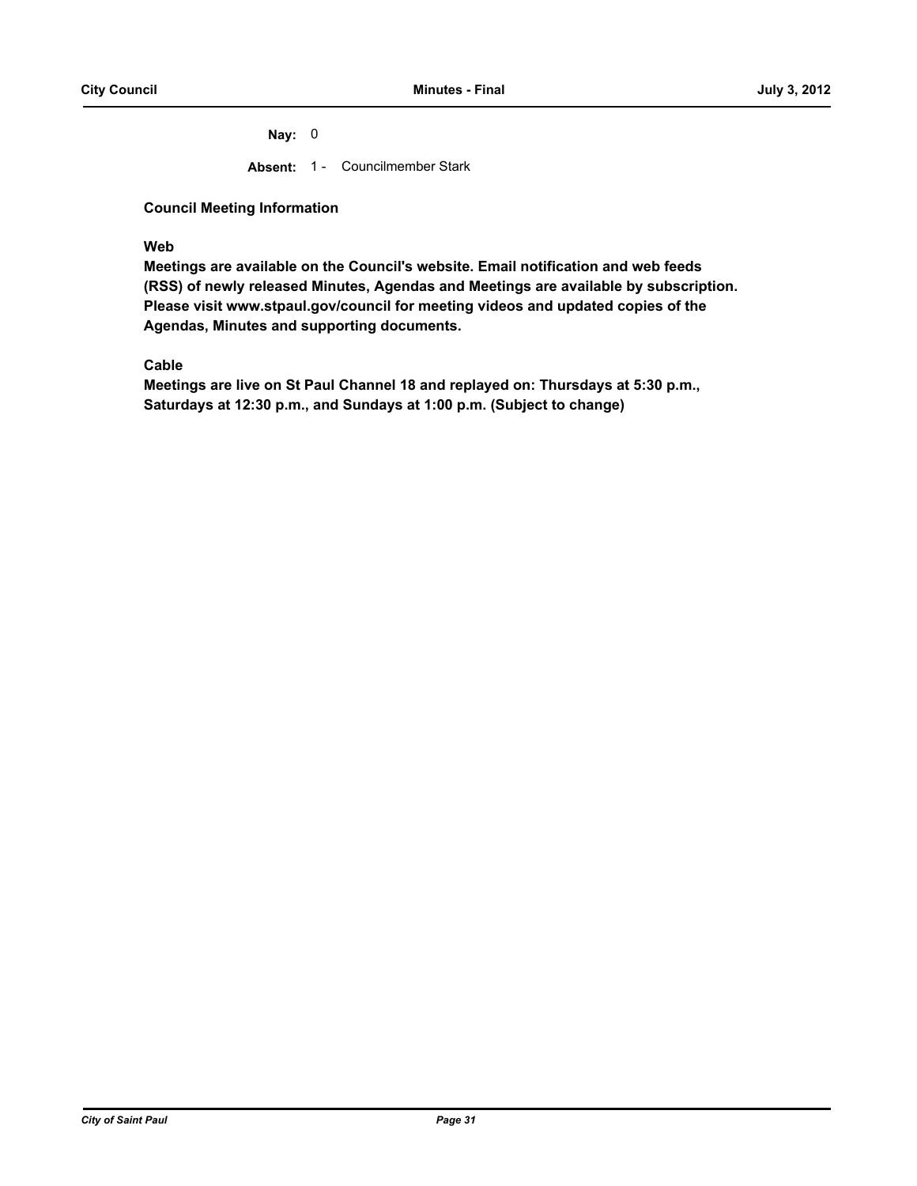**Nay:** 0

**Absent:** 1 - Councilmember Stark

**Council Meeting Information**

**Web**

**Meetings are available on the Council's website. Email notification and web feeds (RSS) of newly released Minutes, Agendas and Meetings are available by subscription. Please visit www.stpaul.gov/council for meeting videos and updated copies of the Agendas, Minutes and supporting documents.**

**Cable**

**Meetings are live on St Paul Channel 18 and replayed on: Thursdays at 5:30 p.m., Saturdays at 12:30 p.m., and Sundays at 1:00 p.m. (Subject to change)**